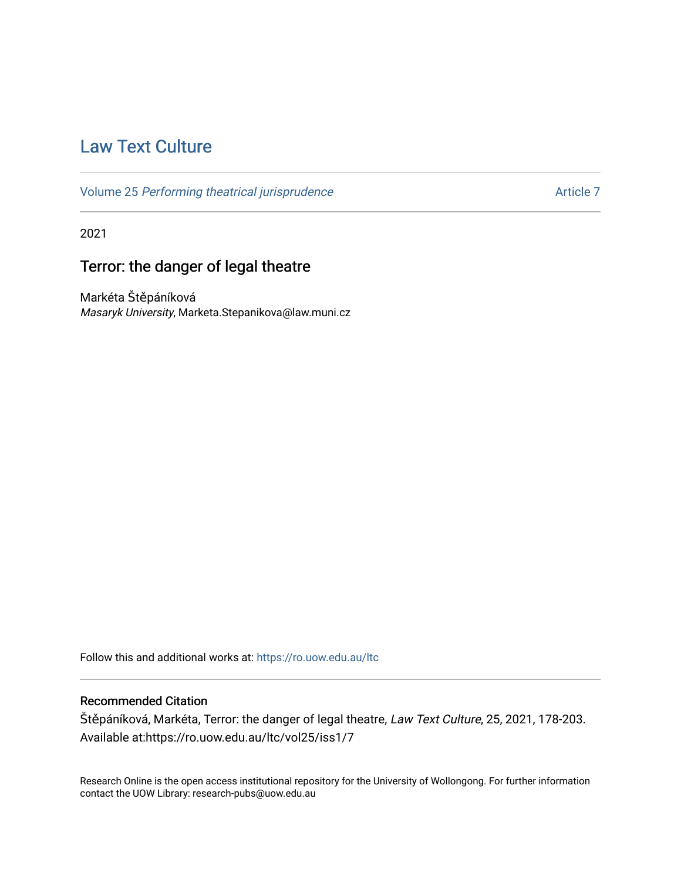# Law Text Culture

Volume 25 *Performing theatrical jurisprudence* Article 7

2021

## Terror: the danger of legal theatre

Markéta Štěpáníková  
*Masaryk University*, Marketa.Stepanikova@law.muni.cz

Follow this and additional works at: https://ro.uow.edu.au/ltc

### Recommended Citation

Štěpáníková, Markéta, Terror: the danger of legal theatre, *Law Text Culture*, 25, 2021, 178-203. Available at:https://ro.uow.edu.au/ltc/vol25/iss1/7

Research Online is the open access institutional repository for the University of Wollongong. For further information contact the UOW Library: research-pubs@uow.edu.au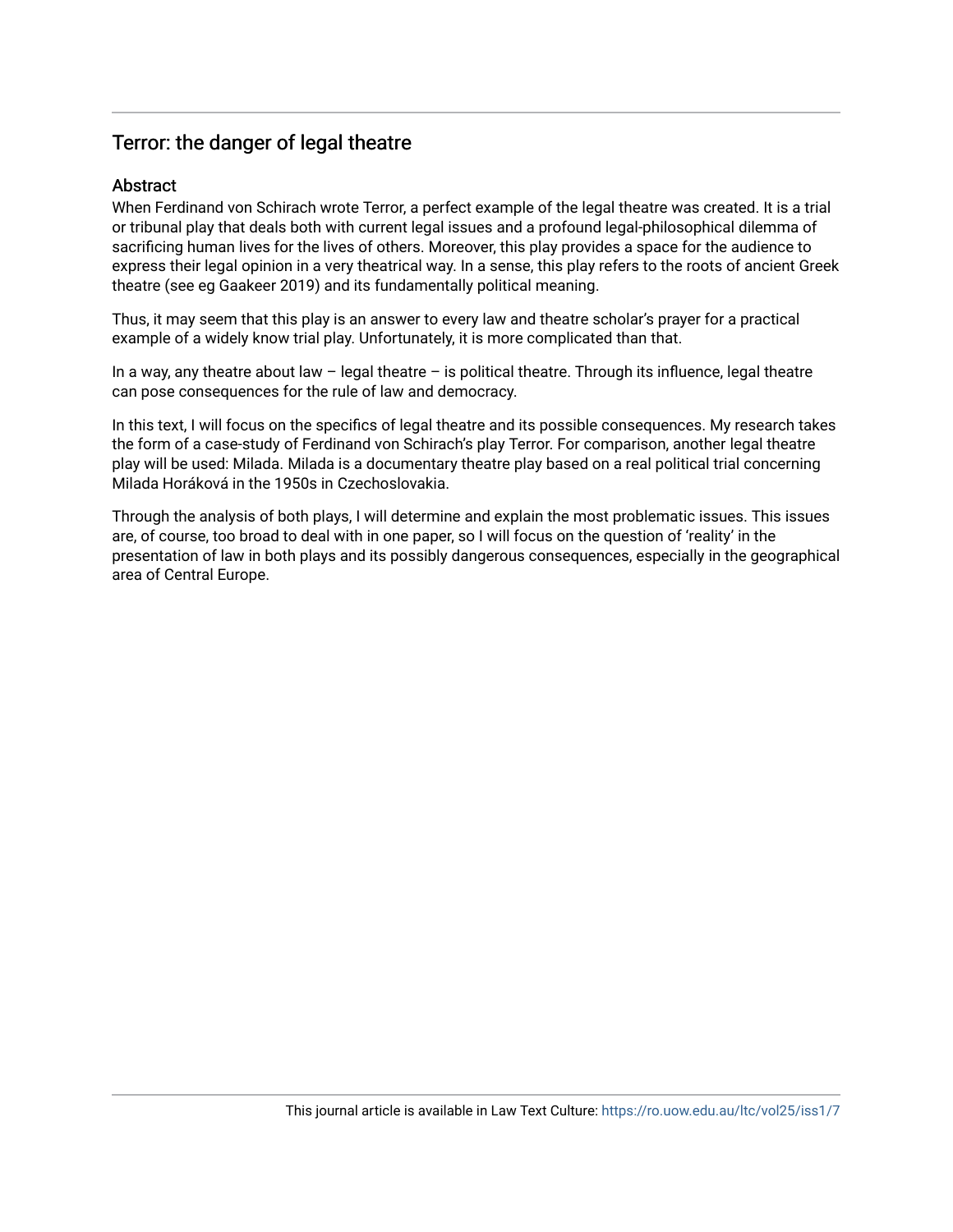## Terror: the danger of legal theatre

### Abstract

When Ferdinand von Schirach wrote Terror, a perfect example of the legal theatre was created. It is a trial or tribunal play that deals both with current legal issues and a profound legal-philosophical dilemma of sacrificing human lives for the lives of others. Moreover, this play provides a space for the audience to express their legal opinion in a very theatrical way. In a sense, this play refers to the roots of ancient Greek theatre (see eg Gaakeer 2019) and its fundamentally political meaning.

Thus, it may seem that this play is an answer to every law and theatre scholar's prayer for a practical example of a widely know trial play. Unfortunately, it is more complicated than that.

In a way, any theatre about law – legal theatre – is political theatre. Through its influence, legal theatre can pose consequences for the rule of law and democracy.

In this text, I will focus on the specifics of legal theatre and its possible consequences. My research takes the form of a case-study of Ferdinand von Schirach's play Terror. For comparison, another legal theatre play will be used: Milada. Milada is a documentary theatre play based on a real political trial concerning Milada Horáková in the 1950s in Czechoslovakia.

Through the analysis of both plays, I will determine and explain the most problematic issues. This issues are, of course, too broad to deal with in one paper, so I will focus on the question of 'reality' in the presentation of law in both plays and its possibly dangerous consequences, especially in the geographical area of Central Europe.

This journal article is available in Law Text Culture: https://ro.uow.edu.au/ltc/vol25/iss1/7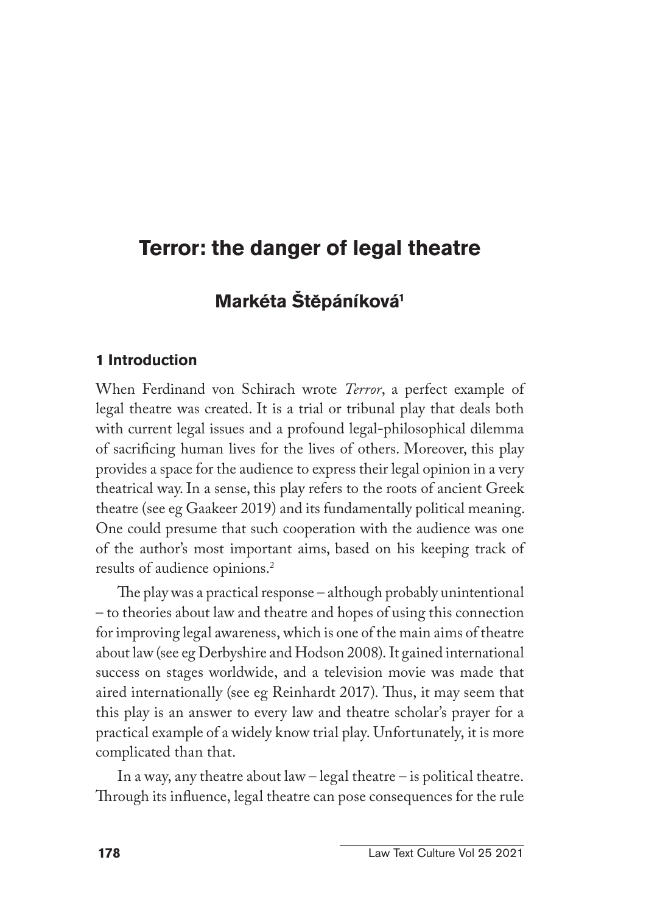# Terror: the danger of legal theatre

## Markéta Štěpáníková[1]

### 1 Introduction

When Ferdinand von Schirach wrote *Terror*, a perfect example of legal theatre was created. It is a trial or tribunal play that deals both with current legal issues and a profound legal-philosophical dilemma of sacrificing human lives for the lives of others. Moreover, this play provides a space for the audience to express their legal opinion in a very theatrical way. In a sense, this play refers to the roots of ancient Greek theatre (see eg Gaakeer 2019) and its fundamentally political meaning. One could presume that such cooperation with the audience was one of the author's most important aims, based on his keeping track of results of audience opinions.[2]

The play was a practical response – although probably unintentional – to theories about law and theatre and hopes of using this connection for improving legal awareness, which is one of the main aims of theatre about law (see eg Derbyshire and Hodson 2008). It gained international success on stages worldwide, and a television movie was made that aired internationally (see eg Reinhardt 2017). Thus, it may seem that this play is an answer to every law and theatre scholar's prayer for a practical example of a widely know trial play. Unfortunately, it is more complicated than that.

In a way, any theatre about law – legal theatre – is political theatre. Through its influence, legal theatre can pose consequences for the rule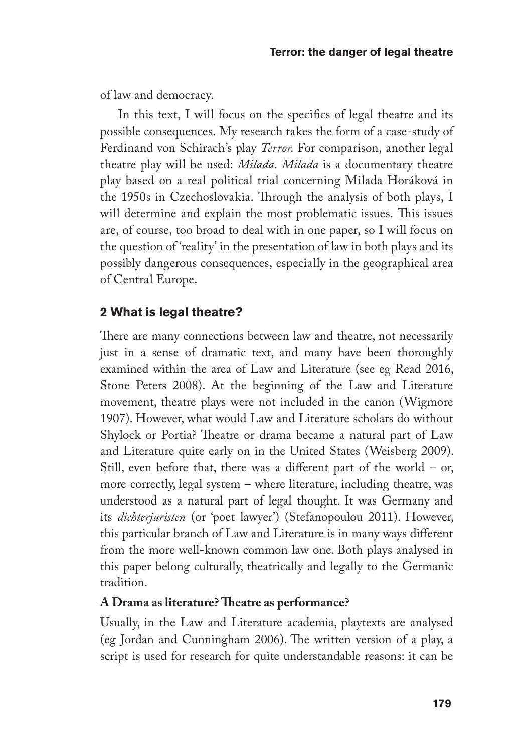of law and democracy.

In this text, I will focus on the specifics of legal theatre and its possible consequences. My research takes the form of a case-study of Ferdinand von Schirach's play *Terror*. For comparison, another legal theatre play will be used: *Milada*. *Milada* is a documentary theatre play based on a real political trial concerning Milada Horáková in the 1950s in Czechoslovakia. Through the analysis of both plays, I will determine and explain the most problematic issues. This issues are, of course, too broad to deal with in one paper, so I will focus on the question of 'reality' in the presentation of law in both plays and its possibly dangerous consequences, especially in the geographical area of Central Europe.

## 2 What is legal theatre?

There are many connections between law and theatre, not necessarily just in a sense of dramatic text, and many have been thoroughly examined within the area of Law and Literature (see eg Read 2016, Stone Peters 2008). At the beginning of the Law and Literature movement, theatre plays were not included in the canon (Wigmore 1907). However, what would Law and Literature scholars do without Shylock or Portia? Theatre or drama became a natural part of Law and Literature quite early on in the United States (Weisberg 2009). Still, even before that, there was a different part of the world – or, more correctly, legal system – where literature, including theatre, was understood as a natural part of legal thought. It was Germany and its *dichterjuristen* (or 'poet lawyer') (Stefanopoulou 2011). However, this particular branch of Law and Literature is in many ways different from the more well-known common law one. Both plays analysed in this paper belong culturally, theatrically and legally to the Germanic tradition.

### A Drama as literature? Theatre as performance?

Usually, in the Law and Literature academia, playtexts are analysed (eg Jordan and Cunningham 2006). The written version of a play, a script is used for research for quite understandable reasons: it can be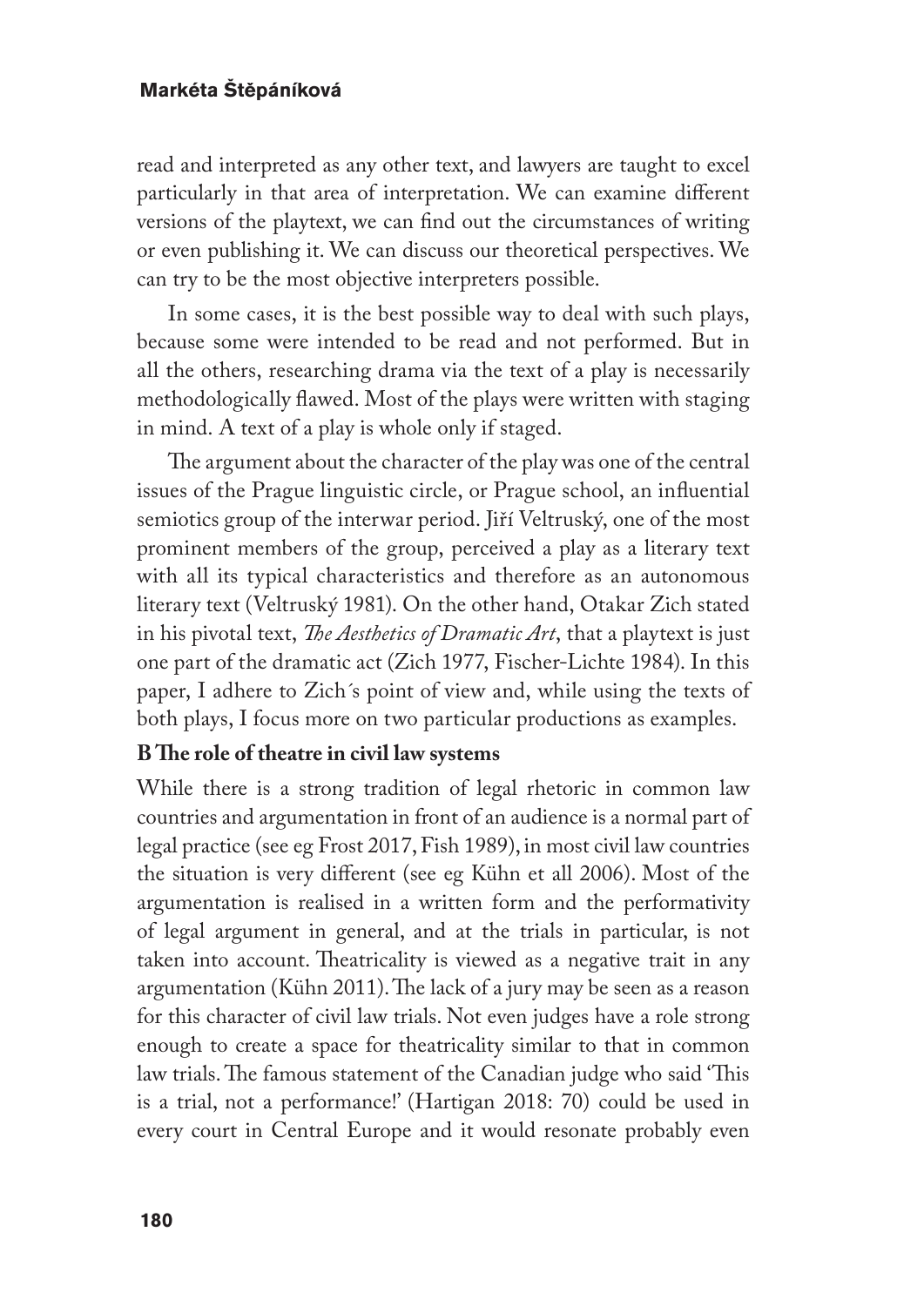read and interpreted as any other text, and lawyers are taught to excel particularly in that area of interpretation. We can examine different versions of the playtext, we can find out the circumstances of writing or even publishing it. We can discuss our theoretical perspectives. We can try to be the most objective interpreters possible.

In some cases, it is the best possible way to deal with such plays, because some were intended to be read and not performed. But in all the others, researching drama via the text of a play is necessarily methodologically flawed. Most of the plays were written with staging in mind. A text of a play is whole only if staged.

The argument about the character of the play was one of the central issues of the Prague linguistic circle, or Prague school, an influential semiotics group of the interwar period. Jiří Veltruský, one of the most prominent members of the group, perceived a play as a literary text with all its typical characteristics and therefore as an autonomous literary text (Veltruský 1981). On the other hand, Otakar Zich stated in his pivotal text, *The Aesthetics of Dramatic Art*, that a playtext is just one part of the dramatic act (Zich 1977, Fischer-Lichte 1984). In this paper, I adhere to Zich´s point of view and, while using the texts of both plays, I focus more on two particular productions as examples.

**B The role of theatre in civil law systems**

While there is a strong tradition of legal rhetoric in common law countries and argumentation in front of an audience is a normal part of legal practice (see eg Frost 2017, Fish 1989), in most civil law countries the situation is very different (see eg Kühn et all 2006). Most of the argumentation is realised in a written form and the performativity of legal argument in general, and at the trials in particular, is not taken into account. Theatricality is viewed as a negative trait in any argumentation (Kühn 2011). The lack of a jury may be seen as a reason for this character of civil law trials. Not even judges have a role strong enough to create a space for theatricality similar to that in common law trials. The famous statement of the Canadian judge who said 'This is a trial, not a performance!' (Hartigan 2018: 70) could be used in every court in Central Europe and it would resonate probably even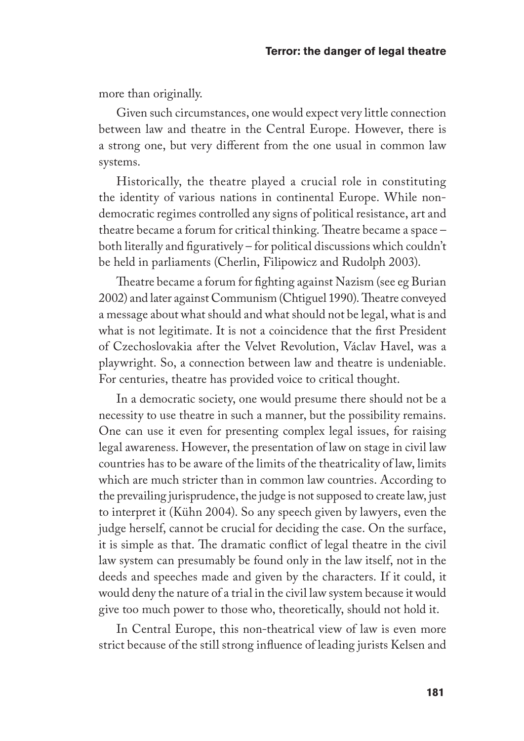more than originally.

Given such circumstances, one would expect very little connection between law and theatre in the Central Europe. However, there is a strong one, but very different from the one usual in common law systems.

Historically, the theatre played a crucial role in constituting the identity of various nations in continental Europe. While non-democratic regimes controlled any signs of political resistance, art and theatre became a forum for critical thinking. Theatre became a space – both literally and figuratively – for political discussions which couldn't be held in parliaments (Cherlin, Filipowicz and Rudolph 2003).

Theatre became a forum for fighting against Nazism (see eg Burian 2002) and later against Communism (Chtiguel 1990). Theatre conveyed a message about what should and what should not be legal, what is and what is not legitimate. It is not a coincidence that the first President of Czechoslovakia after the Velvet Revolution, Václav Havel, was a playwright. So, a connection between law and theatre is undeniable. For centuries, theatre has provided voice to critical thought.

In a democratic society, one would presume there should not be a necessity to use theatre in such a manner, but the possibility remains. One can use it even for presenting complex legal issues, for raising legal awareness. However, the presentation of law on stage in civil law countries has to be aware of the limits of the theatricality of law, limits which are much stricter than in common law countries. According to the prevailing jurisprudence, the judge is not supposed to create law, just to interpret it (Kühn 2004). So any speech given by lawyers, even the judge herself, cannot be crucial for deciding the case. On the surface, it is simple as that. The dramatic conflict of legal theatre in the civil law system can presumably be found only in the law itself, not in the deeds and speeches made and given by the characters. If it could, it would deny the nature of a trial in the civil law system because it would give too much power to those who, theoretically, should not hold it.

In Central Europe, this non-theatrical view of law is even more strict because of the still strong influence of leading jurists Kelsen and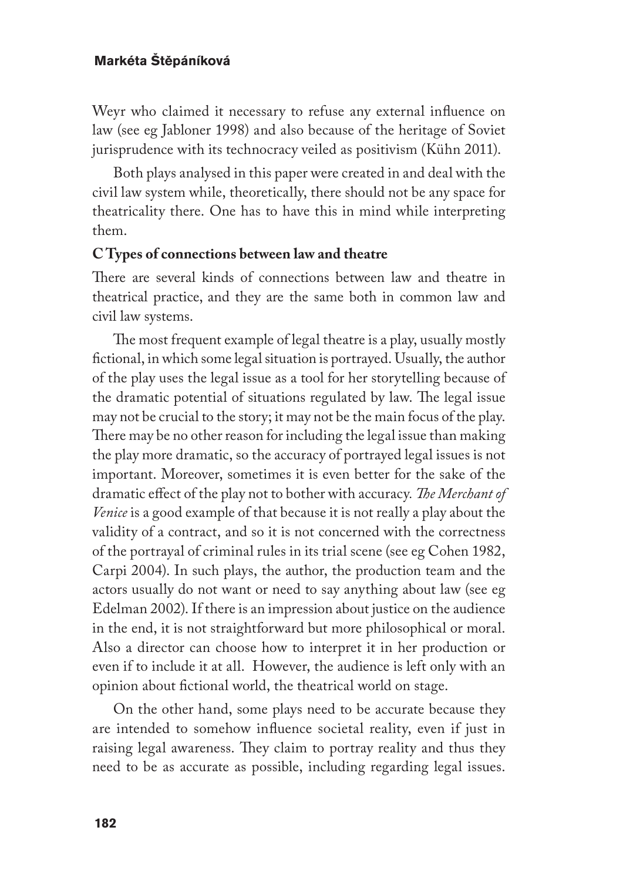Weyr who claimed it necessary to refuse any external influence on law (see eg Jabloner 1998) and also because of the heritage of Soviet jurisprudence with its technocracy veiled as positivism (Kühn 2011).

Both plays analysed in this paper were created in and deal with the civil law system while, theoretically, there should not be any space for theatricality there. One has to have this in mind while interpreting them.

### C Types of connections between law and theatre

There are several kinds of connections between law and theatre in theatrical practice, and they are the same both in common law and civil law systems.

The most frequent example of legal theatre is a play, usually mostly fictional, in which some legal situation is portrayed. Usually, the author of the play uses the legal issue as a tool for her storytelling because of the dramatic potential of situations regulated by law. The legal issue may not be crucial to the story; it may not be the main focus of the play. There may be no other reason for including the legal issue than making the play more dramatic, so the accuracy of portrayed legal issues is not important. Moreover, sometimes it is even better for the sake of the dramatic effect of the play not to bother with accuracy. *The Merchant of Venice* is a good example of that because it is not really a play about the validity of a contract, and so it is not concerned with the correctness of the portrayal of criminal rules in its trial scene (see eg Cohen 1982, Carpi 2004). In such plays, the author, the production team and the actors usually do not want or need to say anything about law (see eg Edelman 2002). If there is an impression about justice on the audience in the end, it is not straightforward but more philosophical or moral. Also a director can choose how to interpret it in her production or even if to include it at all. However, the audience is left only with an opinion about fictional world, the theatrical world on stage.

On the other hand, some plays need to be accurate because they are intended to somehow influence societal reality, even if just in raising legal awareness. They claim to portray reality and thus they need to be as accurate as possible, including regarding legal issues.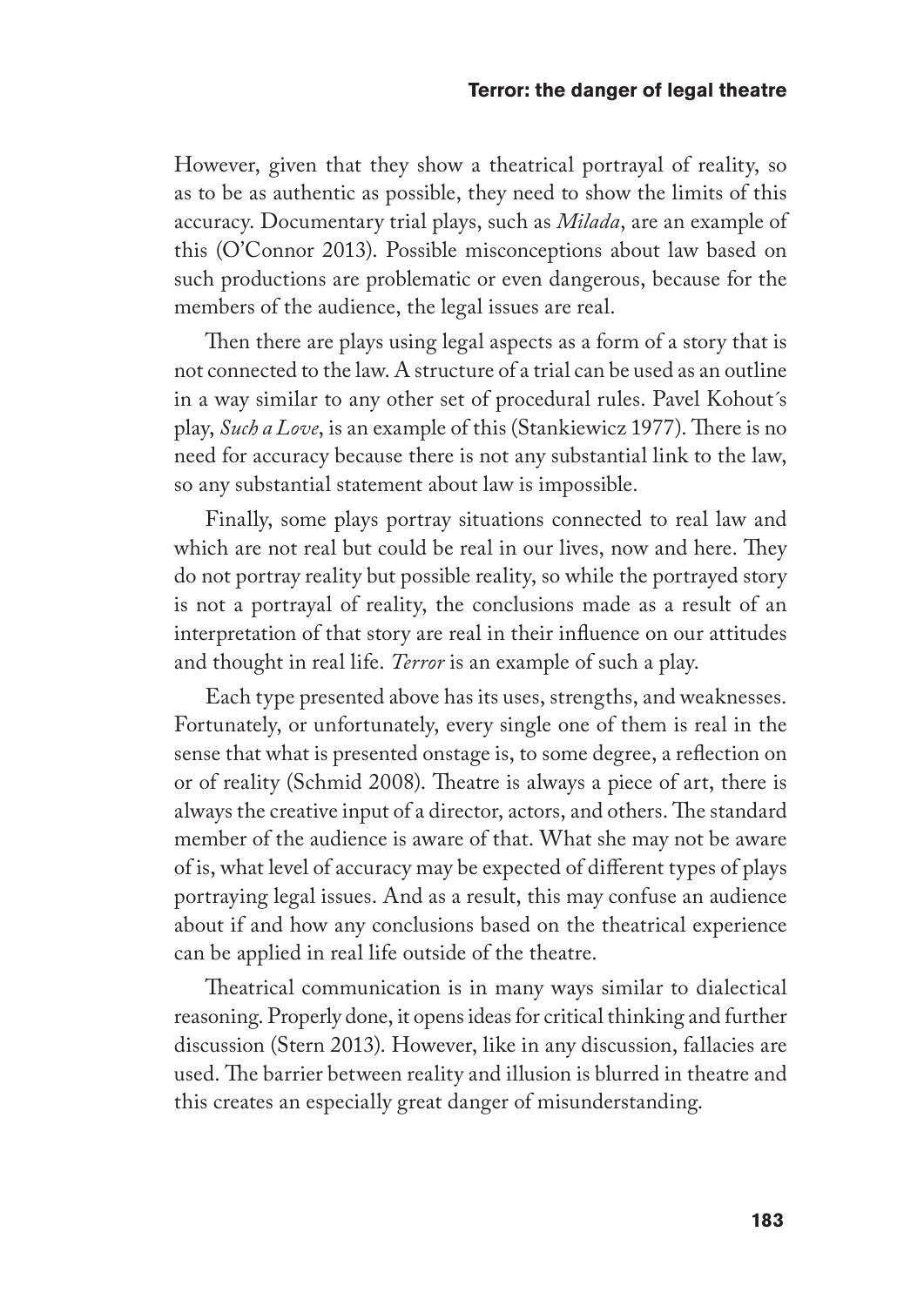However, given that they show a theatrical portrayal of reality, so as to be as authentic as possible, they need to show the limits of this accuracy. Documentary trial plays, such as *Milada*, are an example of this (O'Connor 2013). Possible misconceptions about law based on such productions are problematic or even dangerous, because for the members of the audience, the legal issues are real.

Then there are plays using legal aspects as a form of a story that is not connected to the law. A structure of a trial can be used as an outline in a way similar to any other set of procedural rules. Pavel Kohout´s play, *Such a Love*, is an example of this (Stankiewicz 1977). There is no need for accuracy because there is not any substantial link to the law, so any substantial statement about law is impossible.

Finally, some plays portray situations connected to real law and which are not real but could be real in our lives, now and here. They do not portray reality but possible reality, so while the portrayed story is not a portrayal of reality, the conclusions made as a result of an interpretation of that story are real in their influence on our attitudes and thought in real life. *Terror* is an example of such a play.

Each type presented above has its uses, strengths, and weaknesses. Fortunately, or unfortunately, every single one of them is real in the sense that what is presented onstage is, to some degree, a reflection on or of reality (Schmid 2008). Theatre is always a piece of art, there is always the creative input of a director, actors, and others. The standard member of the audience is aware of that. What she may not be aware of is, what level of accuracy may be expected of different types of plays portraying legal issues. And as a result, this may confuse an audience about if and how any conclusions based on the theatrical experience can be applied in real life outside of the theatre.

Theatrical communication is in many ways similar to dialectical reasoning. Properly done, it opens ideas for critical thinking and further discussion (Stern 2013). However, like in any discussion, fallacies are used. The barrier between reality and illusion is blurred in theatre and this creates an especially great danger of misunderstanding.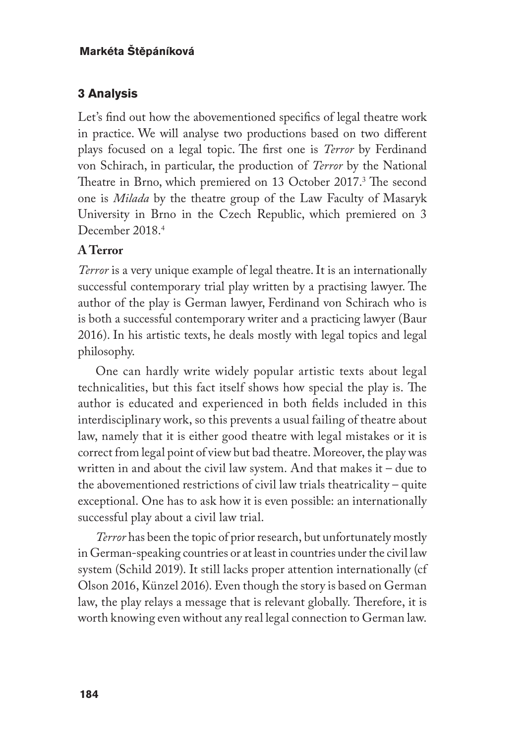## 3 Analysis

Let's find out how the abovementioned specifics of legal theatre work in practice. We will analyse two productions based on two different plays focused on a legal topic. The first one is *Terror* by Ferdinand von Schirach, in particular, the production of *Terror* by the National Theatre in Brno, which premiered on 13 October 2017.[3] The second one is *Milada* by the theatre group of the Law Faculty of Masaryk University in Brno in the Czech Republic, which premiered on 3 December 2018.[4]

### A Terror

*Terror* is a very unique example of legal theatre. It is an internationally successful contemporary trial play written by a practising lawyer. The author of the play is German lawyer, Ferdinand von Schirach who is is both a successful contemporary writer and a practicing lawyer (Baur 2016). In his artistic texts, he deals mostly with legal topics and legal philosophy.

One can hardly write widely popular artistic texts about legal technicalities, but this fact itself shows how special the play is. The author is educated and experienced in both fields included in this interdisciplinary work, so this prevents a usual failing of theatre about law, namely that it is either good theatre with legal mistakes or it is correct from legal point of view but bad theatre. Moreover, the play was written in and about the civil law system. And that makes it – due to the abovementioned restrictions of civil law trials theatricality – quite exceptional. One has to ask how it is even possible: an internationally successful play about a civil law trial.

*Terror* has been the topic of prior research, but unfortunately mostly in German-speaking countries or at least in countries under the civil law system (Schild 2019). It still lacks proper attention internationally (cf Olson 2016, Künzel 2016). Even though the story is based on German law, the play relays a message that is relevant globally. Therefore, it is worth knowing even without any real legal connection to German law.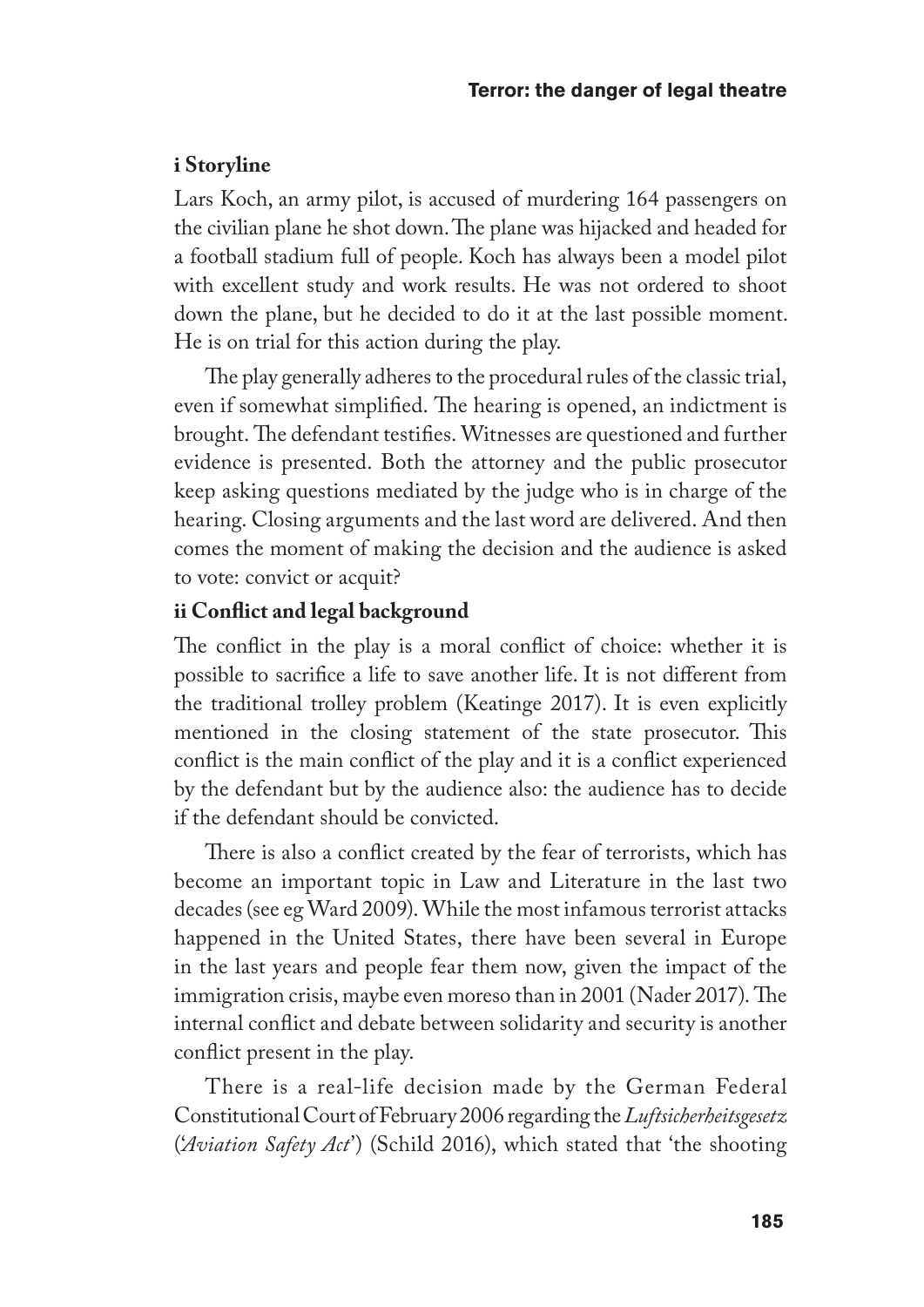### i Storyline

Lars Koch, an army pilot, is accused of murdering 164 passengers on the civilian plane he shot down. The plane was hijacked and headed for a football stadium full of people. Koch has always been a model pilot with excellent study and work results. He was not ordered to shoot down the plane, but he decided to do it at the last possible moment. He is on trial for this action during the play.

The play generally adheres to the procedural rules of the classic trial, even if somewhat simplified. The hearing is opened, an indictment is brought. The defendant testifies. Witnesses are questioned and further evidence is presented. Both the attorney and the public prosecutor keep asking questions mediated by the judge who is in charge of the hearing. Closing arguments and the last word are delivered. And then comes the moment of making the decision and the audience is asked to vote: convict or acquit?

### ii Conflict and legal background

The conflict in the play is a moral conflict of choice: whether it is possible to sacrifice a life to save another life. It is not different from the traditional trolley problem (Keatinge 2017). It is even explicitly mentioned in the closing statement of the state prosecutor. This conflict is the main conflict of the play and it is a conflict experienced by the defendant but by the audience also: the audience has to decide if the defendant should be convicted.

There is also a conflict created by the fear of terrorists, which has become an important topic in Law and Literature in the last two decades (see eg Ward 2009). While the most infamous terrorist attacks happened in the United States, there have been several in Europe in the last years and people fear them now, given the impact of the immigration crisis, maybe even moreso than in 2001 (Nader 2017). The internal conflict and debate between solidarity and security is another conflict present in the play.

There is a real-life decision made by the German Federal Constitutional Court of February 2006 regarding the *Luftsicherheitsgesetz* (*'Aviation Safety Act'*) (Schild 2016), which stated that 'the shooting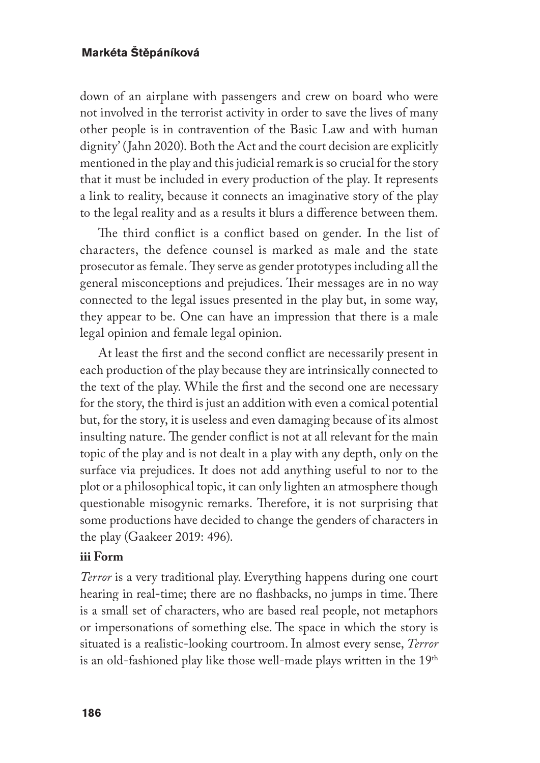down of an airplane with passengers and crew on board who were not involved in the terrorist activity in order to save the lives of many other people is in contravention of the Basic Law and with human dignity' (Jahn 2020). Both the Act and the court decision are explicitly mentioned in the play and this judicial remark is so crucial for the story that it must be included in every production of the play. It represents a link to reality, because it connects an imaginative story of the play to the legal reality and as a results it blurs a difference between them.

The third conflict is a conflict based on gender. In the list of characters, the defence counsel is marked as male and the state prosecutor as female. They serve as gender prototypes including all the general misconceptions and prejudices. Their messages are in no way connected to the legal issues presented in the play but, in some way, they appear to be. One can have an impression that there is a male legal opinion and female legal opinion.

At least the first and the second conflict are necessarily present in each production of the play because they are intrinsically connected to the text of the play. While the first and the second one are necessary for the story, the third is just an addition with even a comical potential but, for the story, it is useless and even damaging because of its almost insulting nature. The gender conflict is not at all relevant for the main topic of the play and is not dealt in a play with any depth, only on the surface via prejudices. It does not add anything useful to nor to the plot or a philosophical topic, it can only lighten an atmosphere though questionable misogynic remarks. Therefore, it is not surprising that some productions have decided to change the genders of characters in the play (Gaakeer 2019: 496).

### iii Form

*Terror* is a very traditional play. Everything happens during one court hearing in real-time; there are no flashbacks, no jumps in time. There is a small set of characters, who are based real people, not metaphors or impersonations of something else. The space in which the story is situated is a realistic-looking courtroom. In almost every sense, *Terror* is an old-fashioned play like those well-made plays written in the 19th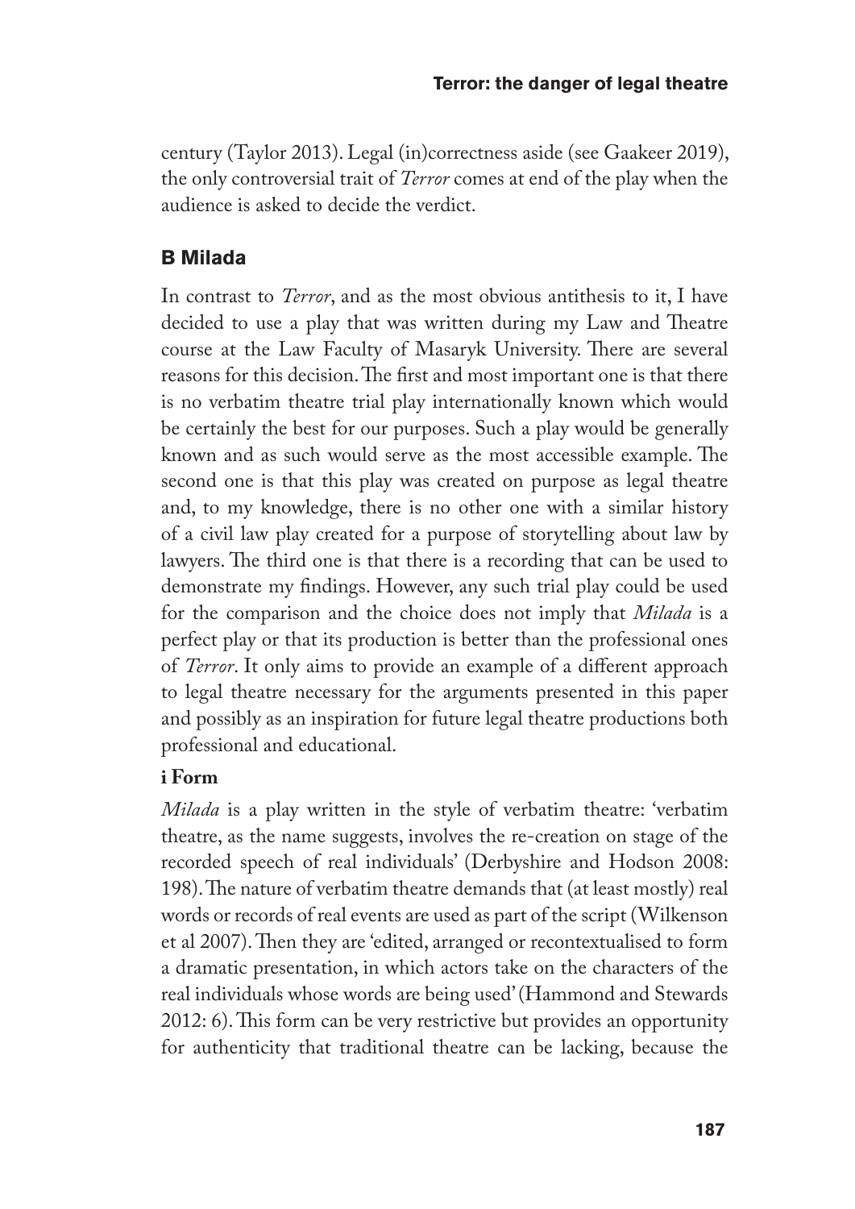century (Taylor 2013). Legal (in)correctness aside (see Gaakeer 2019), the only controversial trait of *Terror* comes at end of the play when the audience is asked to decide the verdict.

## B Milada

In contrast to *Terror*, and as the most obvious antithesis to it, I have decided to use a play that was written during my Law and Theatre course at the Law Faculty of Masaryk University. There are several reasons for this decision. The first and most important one is that there is no verbatim theatre trial play internationally known which would be certainly the best for our purposes. Such a play would be generally known and as such would serve as the most accessible example. The second one is that this play was created on purpose as legal theatre and, to my knowledge, there is no other one with a similar history of a civil law play created for a purpose of storytelling about law by lawyers. The third one is that there is a recording that can be used to demonstrate my findings. However, any such trial play could be used for the comparison and the choice does not imply that *Milada* is a perfect play or that its production is better than the professional ones of *Terror*. It only aims to provide an example of a different approach to legal theatre necessary for the arguments presented in this paper and possibly as an inspiration for future legal theatre productions both professional and educational.

### i Form

*Milada* is a play written in the style of verbatim theatre: 'verbatim theatre, as the name suggests, involves the re-creation on stage of the recorded speech of real individuals' (Derbyshire and Hodson 2008: 198). The nature of verbatim theatre demands that (at least mostly) real words or records of real events are used as part of the script (Wilkenson et al 2007). Then they are 'edited, arranged or recontextualised to form a dramatic presentation, in which actors take on the characters of the real individuals whose words are being used' (Hammond and Stewards 2012: 6). This form can be very restrictive but provides an opportunity for authenticity that traditional theatre can be lacking, because the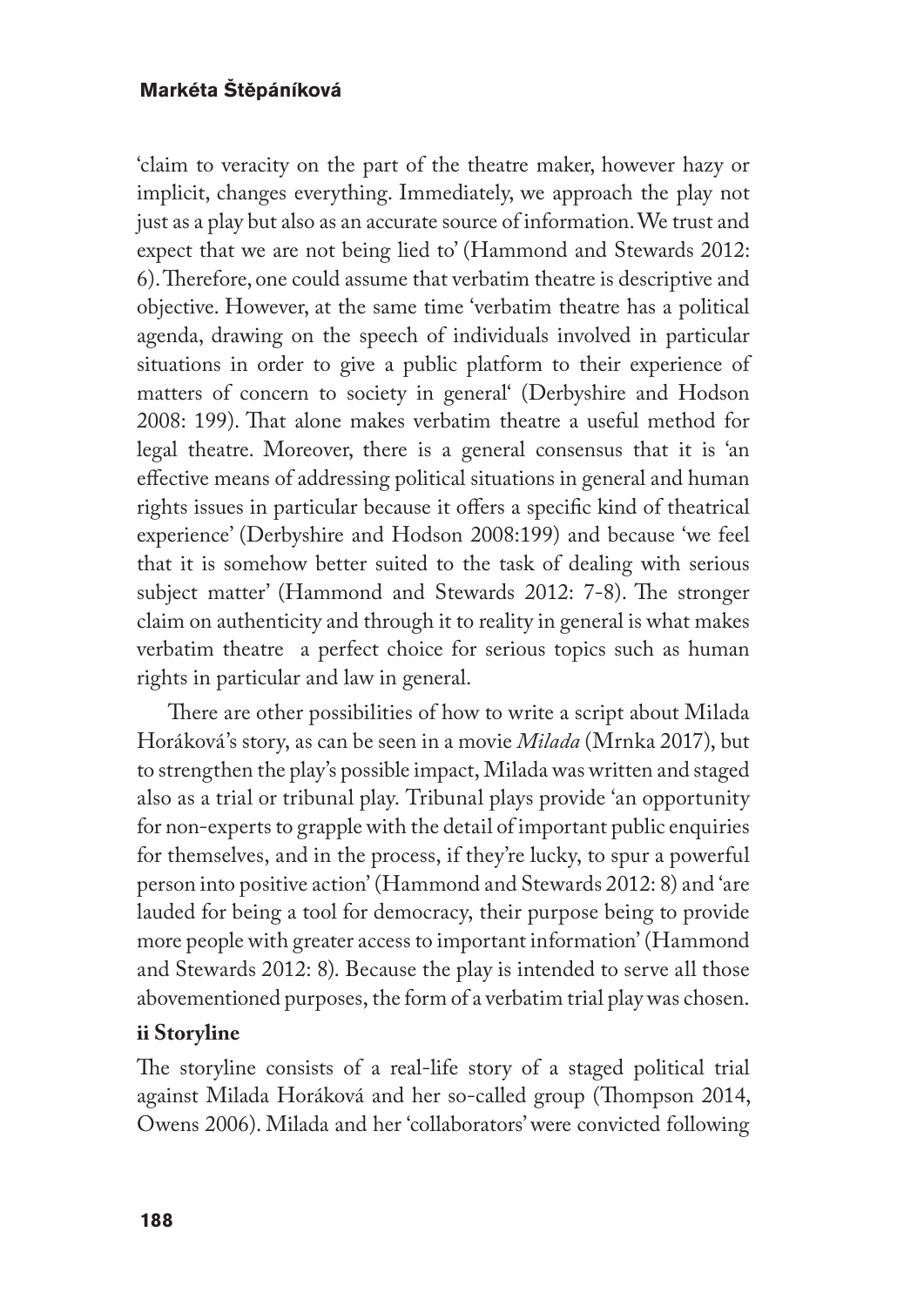'claim to veracity on the part of the theatre maker, however hazy or implicit, changes everything. Immediately, we approach the play not just as a play but also as an accurate source of information. We trust and expect that we are not being lied to' (Hammond and Stewards 2012: 6). Therefore, one could assume that verbatim theatre is descriptive and objective. However, at the same time 'verbatim theatre has a political agenda, drawing on the speech of individuals involved in particular situations in order to give a public platform to their experience of matters of concern to society in general' (Derbyshire and Hodson 2008: 199). That alone makes verbatim theatre a useful method for legal theatre. Moreover, there is a general consensus that it is 'an effective means of addressing political situations in general and human rights issues in particular because it offers a specific kind of theatrical experience' (Derbyshire and Hodson 2008:199) and because 'we feel that it is somehow better suited to the task of dealing with serious subject matter' (Hammond and Stewards 2012: 7-8). The stronger claim on authenticity and through it to reality in general is what makes verbatim theatre a perfect choice for serious topics such as human rights in particular and law in general.

There are other possibilities of how to write a script about Milada Horáková's story, as can be seen in a movie *Milada* (Mrnka 2017), but to strengthen the play's possible impact, Milada was written and staged also as a trial or tribunal play. Tribunal plays provide 'an opportunity for non-experts to grapple with the detail of important public enquiries for themselves, and in the process, if they're lucky, to spur a powerful person into positive action' (Hammond and Stewards 2012: 8) and 'are lauded for being a tool for democracy, their purpose being to provide more people with greater access to important information' (Hammond and Stewards 2012: 8). Because the play is intended to serve all those abovementioned purposes, the form of a verbatim trial play was chosen.

**ii Storyline**

The storyline consists of a real-life story of a staged political trial against Milada Horáková and her so-called group (Thompson 2014, Owens 2006). Milada and her 'collaborators' were convicted following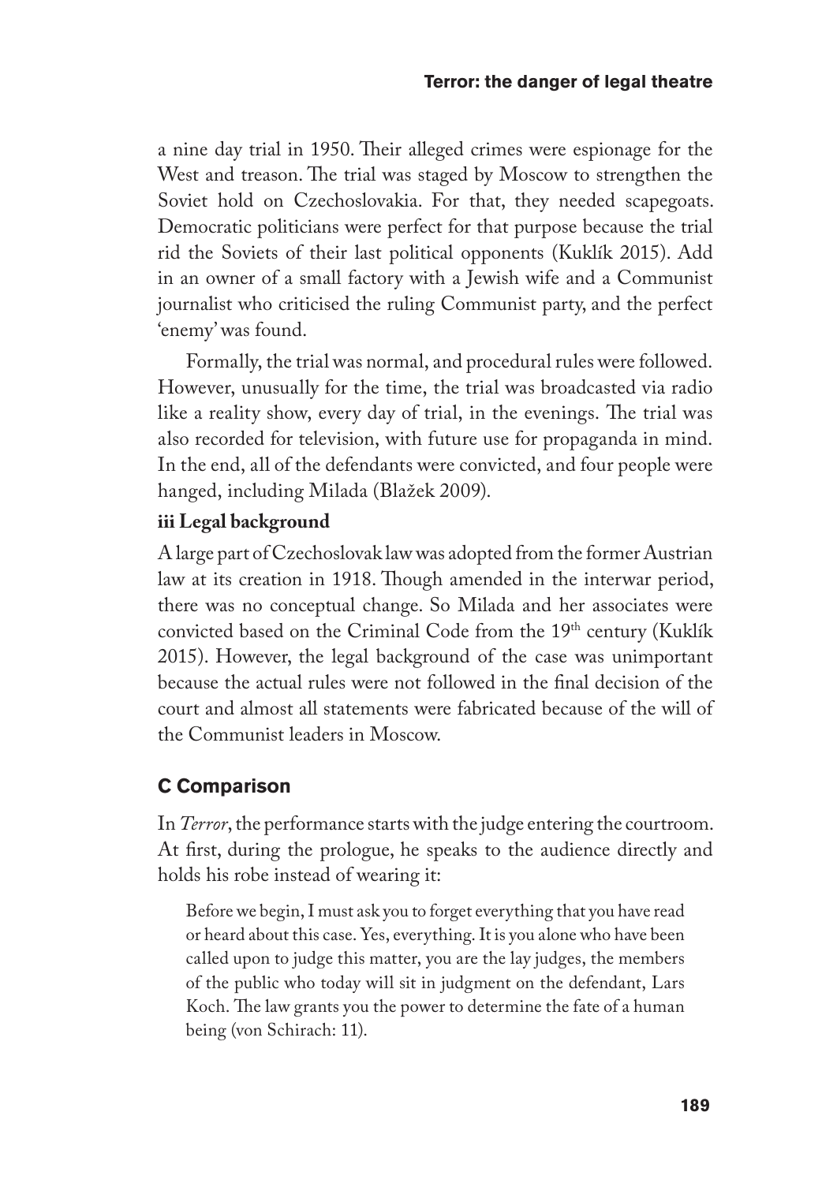a nine day trial in 1950. Their alleged crimes were espionage for the West and treason. The trial was staged by Moscow to strengthen the Soviet hold on Czechoslovakia. For that, they needed scapegoats. Democratic politicians were perfect for that purpose because the trial rid the Soviets of their last political opponents (Kuklík 2015). Add in an owner of a small factory with a Jewish wife and a Communist journalist who criticised the ruling Communist party, and the perfect 'enemy' was found.

Formally, the trial was normal, and procedural rules were followed. However, unusually for the time, the trial was broadcasted via radio like a reality show, every day of trial, in the evenings. The trial was also recorded for television, with future use for propaganda in mind. In the end, all of the defendants were convicted, and four people were hanged, including Milada (Blažek 2009).

**iii Legal background**

A large part of Czechoslovak law was adopted from the former Austrian law at its creation in 1918. Though amended in the interwar period, there was no conceptual change. So Milada and her associates were convicted based on the Criminal Code from the 19th century (Kuklík 2015). However, the legal background of the case was unimportant because the actual rules were not followed in the final decision of the court and almost all statements were fabricated because of the will of the Communist leaders in Moscow.

## C Comparison

In *Terror*, the performance starts with the judge entering the courtroom. At first, during the prologue, he speaks to the audience directly and holds his robe instead of wearing it:

> Before we begin, I must ask you to forget everything that you have read or heard about this case. Yes, everything. It is you alone who have been called upon to judge this matter, you are the lay judges, the members of the public who today will sit in judgment on the defendant, Lars Koch. The law grants you the power to determine the fate of a human being (von Schirach: 11).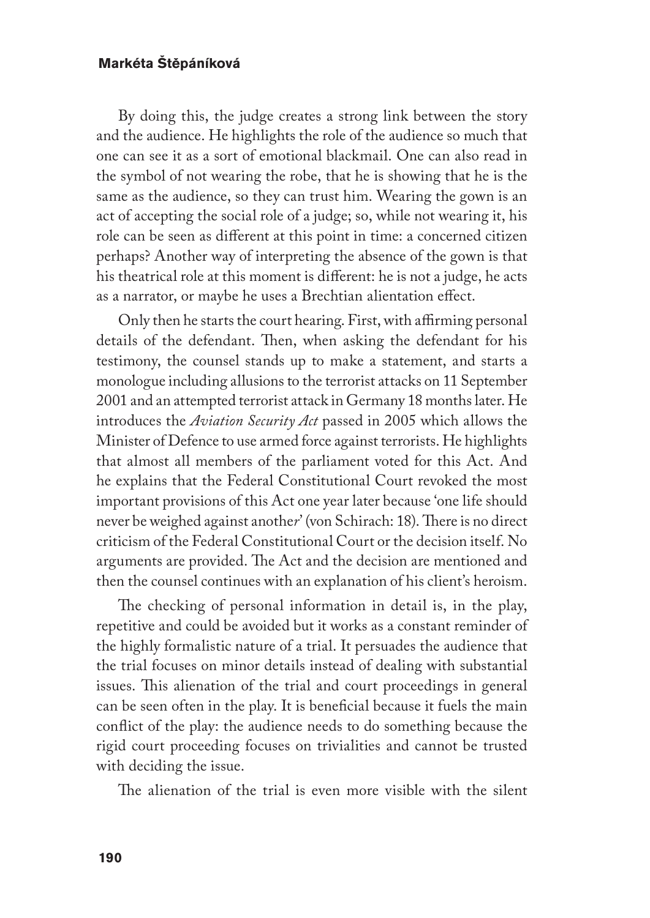By doing this, the judge creates a strong link between the story and the audience. He highlights the role of the audience so much that one can see it as a sort of emotional blackmail. One can also read in the symbol of not wearing the robe, that he is showing that he is the same as the audience, so they can trust him. Wearing the gown is an act of accepting the social role of a judge; so, while not wearing it, his role can be seen as different at this point in time: a concerned citizen perhaps? Another way of interpreting the absence of the gown is that his theatrical role at this moment is different: he is not a judge, he acts as a narrator, or maybe he uses a Brechtian alientation effect.

Only then he starts the court hearing. First, with affirming personal details of the defendant. Then, when asking the defendant for his testimony, the counsel stands up to make a statement, and starts a monologue including allusions to the terrorist attacks on 11 September 2001 and an attempted terrorist attack in Germany 18 months later. He introduces the *Aviation Security Act* passed in 2005 which allows the Minister of Defence to use armed force against terrorists. He highlights that almost all members of the parliament voted for this Act. And he explains that the Federal Constitutional Court revoked the most important provisions of this Act one year later because 'one life should never be weighed against anothe*r*' (von Schirach: 18). There is no direct criticism of the Federal Constitutional Court or the decision itself. No arguments are provided. The Act and the decision are mentioned and then the counsel continues with an explanation of his client's heroism.

The checking of personal information in detail is, in the play, repetitive and could be avoided but it works as a constant reminder of the highly formalistic nature of a trial. It persuades the audience that the trial focuses on minor details instead of dealing with substantial issues. This alienation of the trial and court proceedings in general can be seen often in the play. It is beneficial because it fuels the main conflict of the play: the audience needs to do something because the rigid court proceeding focuses on trivialities and cannot be trusted with deciding the issue.

The alienation of the trial is even more visible with the silent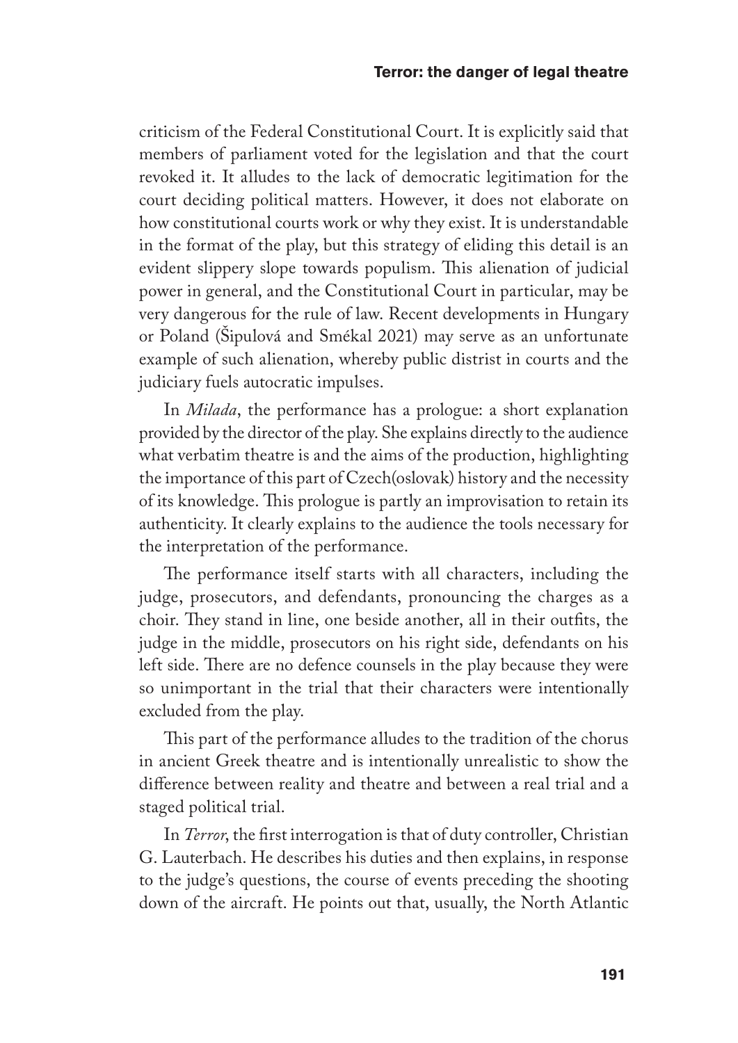criticism of the Federal Constitutional Court. It is explicitly said that members of parliament voted for the legislation and that the court revoked it. It alludes to the lack of democratic legitimation for the court deciding political matters. However, it does not elaborate on how constitutional courts work or why they exist. It is understandable in the format of the play, but this strategy of eliding this detail is an evident slippery slope towards populism. This alienation of judicial power in general, and the Constitutional Court in particular, may be very dangerous for the rule of law. Recent developments in Hungary or Poland (Šipulová and Smékal 2021) may serve as an unfortunate example of such alienation, whereby public distrist in courts and the judiciary fuels autocratic impulses.

In *Milada*, the performance has a prologue: a short explanation provided by the director of the play. She explains directly to the audience what verbatim theatre is and the aims of the production, highlighting the importance of this part of Czech(oslovak) history and the necessity of its knowledge. This prologue is partly an improvisation to retain its authenticity. It clearly explains to the audience the tools necessary for the interpretation of the performance.

The performance itself starts with all characters, including the judge, prosecutors, and defendants, pronouncing the charges as a choir. They stand in line, one beside another, all in their outfits, the judge in the middle, prosecutors on his right side, defendants on his left side. There are no defence counsels in the play because they were so unimportant in the trial that their characters were intentionally excluded from the play.

This part of the performance alludes to the tradition of the chorus in ancient Greek theatre and is intentionally unrealistic to show the difference between reality and theatre and between a real trial and a staged political trial.

In *Terror*, the first interrogation is that of duty controller, Christian G. Lauterbach. He describes his duties and then explains, in response to the judge's questions, the course of events preceding the shooting down of the aircraft. He points out that, usually, the North Atlantic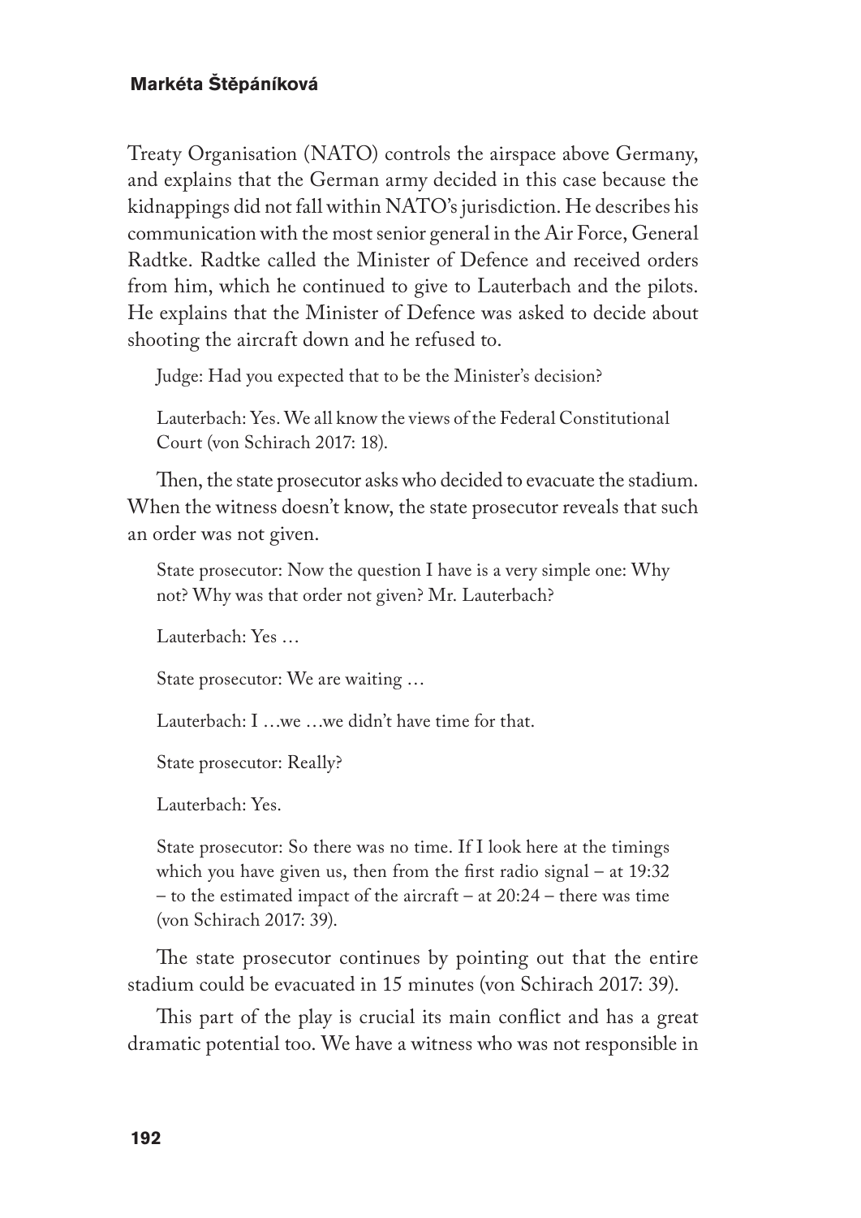Treaty Organisation (NATO) controls the airspace above Germany, and explains that the German army decided in this case because the kidnappings did not fall within NATO's jurisdiction. He describes his communication with the most senior general in the Air Force, General Radtke. Radtke called the Minister of Defence and received orders from him, which he continued to give to Lauterbach and the pilots. He explains that the Minister of Defence was asked to decide about shooting the aircraft down and he refused to.

> Judge: Had you expected that to be the Minister's decision?
>
> Lauterbach: Yes. We all know the views of the Federal Constitutional Court (von Schirach 2017: 18).

Then, the state prosecutor asks who decided to evacuate the stadium. When the witness doesn't know, the state prosecutor reveals that such an order was not given.

> State prosecutor: Now the question I have is a very simple one: Why not? Why was that order not given? Mr. Lauterbach?
>
> Lauterbach: Yes …
>
> State prosecutor: We are waiting …
>
> Lauterbach: I …we …we didn't have time for that.
>
> State prosecutor: Really?
>
> Lauterbach: Yes.
>
> State prosecutor: So there was no time. If I look here at the timings which you have given us, then from the first radio signal – at 19:32 – to the estimated impact of the aircraft – at 20:24 – there was time (von Schirach 2017: 39).

The state prosecutor continues by pointing out that the entire stadium could be evacuated in 15 minutes (von Schirach 2017: 39).

This part of the play is crucial its main conflict and has a great dramatic potential too. We have a witness who was not responsible in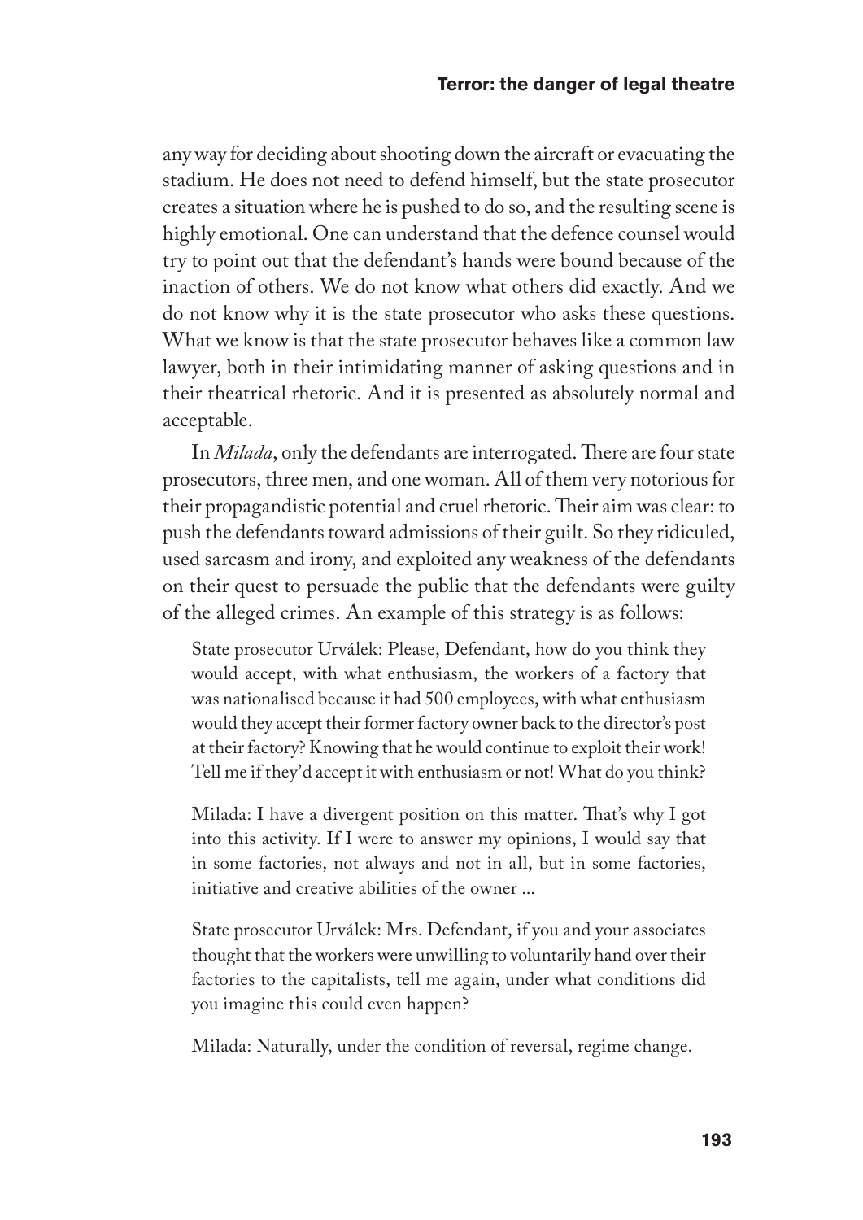any way for deciding about shooting down the aircraft or evacuating the stadium. He does not need to defend himself, but the state prosecutor creates a situation where he is pushed to do so, and the resulting scene is highly emotional. One can understand that the defence counsel would try to point out that the defendant's hands were bound because of the inaction of others. We do not know what others did exactly. And we do not know why it is the state prosecutor who asks these questions. What we know is that the state prosecutor behaves like a common law lawyer, both in their intimidating manner of asking questions and in their theatrical rhetoric. And it is presented as absolutely normal and acceptable.

In *Milada*, only the defendants are interrogated. There are four state prosecutors, three men, and one woman. All of them very notorious for their propagandistic potential and cruel rhetoric. Their aim was clear: to push the defendants toward admissions of their guilt. So they ridiculed, used sarcasm and irony, and exploited any weakness of the defendants on their quest to persuade the public that the defendants were guilty of the alleged crimes. An example of this strategy is as follows:

> State prosecutor Urválek: Please, Defendant, how do you think they would accept, with what enthusiasm, the workers of a factory that was nationalised because it had 500 employees, with what enthusiasm would they accept their former factory owner back to the director's post at their factory? Knowing that he would continue to exploit their work! Tell me if they'd accept it with enthusiasm or not! What do you think?
>
> Milada: I have a divergent position on this matter. That's why I got into this activity. If I were to answer my opinions, I would say that in some factories, not always and not in all, but in some factories, initiative and creative abilities of the owner ...
>
> State prosecutor Urválek: Mrs. Defendant, if you and your associates thought that the workers were unwilling to voluntarily hand over their factories to the capitalists, tell me again, under what conditions did you imagine this could even happen?
>
> Milada: Naturally, under the condition of reversal, regime change.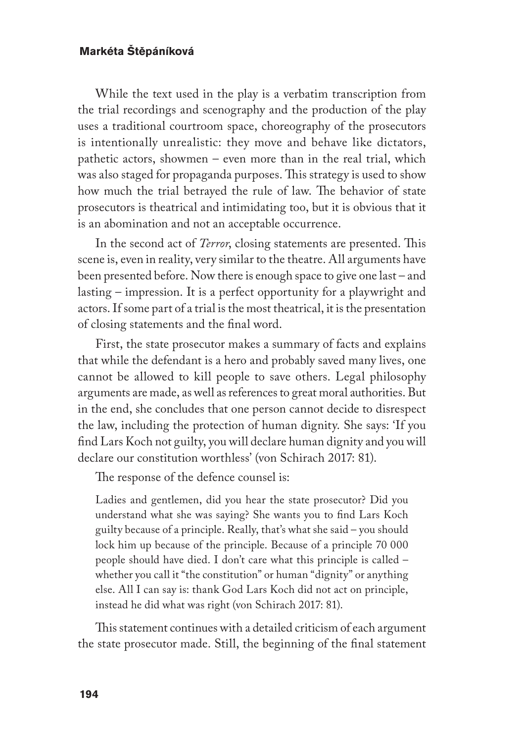While the text used in the play is a verbatim transcription from the trial recordings and scenography and the production of the play uses a traditional courtroom space, choreography of the prosecutors is intentionally unrealistic: they move and behave like dictators, pathetic actors, showmen – even more than in the real trial, which was also staged for propaganda purposes. This strategy is used to show how much the trial betrayed the rule of law. The behavior of state prosecutors is theatrical and intimidating too, but it is obvious that it is an abomination and not an acceptable occurrence.

In the second act of *Terror*, closing statements are presented. This scene is, even in reality, very similar to the theatre. All arguments have been presented before. Now there is enough space to give one last – and lasting – impression. It is a perfect opportunity for a playwright and actors. If some part of a trial is the most theatrical, it is the presentation of closing statements and the final word.

First, the state prosecutor makes a summary of facts and explains that while the defendant is a hero and probably saved many lives, one cannot be allowed to kill people to save others. Legal philosophy arguments are made, as well as references to great moral authorities. But in the end, she concludes that one person cannot decide to disrespect the law, including the protection of human dignity. She says: 'If you find Lars Koch not guilty, you will declare human dignity and you will declare our constitution worthless' (von Schirach 2017: 81).

The response of the defence counsel is:

> Ladies and gentlemen, did you hear the state prosecutor? Did you understand what she was saying? She wants you to find Lars Koch guilty because of a principle. Really, that's what she said – you should lock him up because of the principle. Because of a principle 70 000 people should have died. I don't care what this principle is called – whether you call it "the constitution" or human "dignity" or anything else. All I can say is: thank God Lars Koch did not act on principle, instead he did what was right (von Schirach 2017: 81).

This statement continues with a detailed criticism of each argument the state prosecutor made. Still, the beginning of the final statement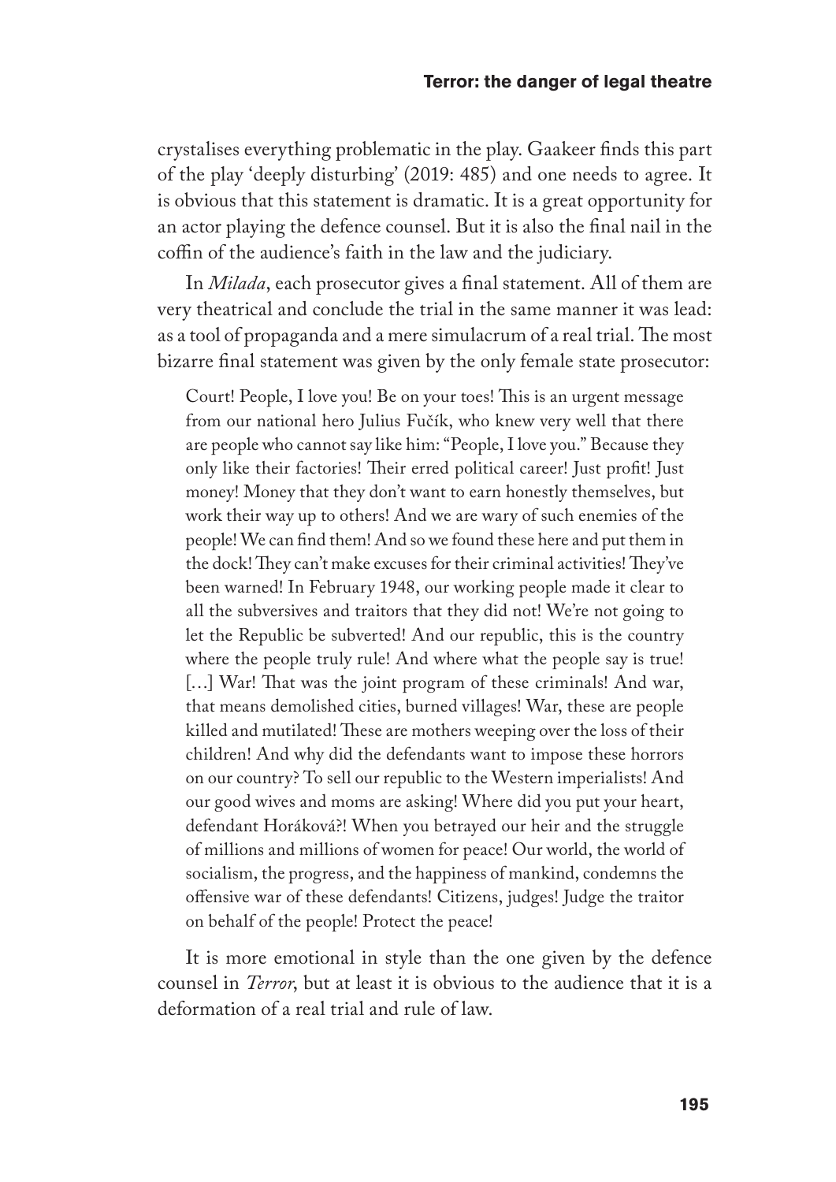crystalises everything problematic in the play. Gaakeer finds this part of the play 'deeply disturbing' (2019: 485) and one needs to agree. It is obvious that this statement is dramatic. It is a great opportunity for an actor playing the defence counsel. But it is also the final nail in the coffin of the audience's faith in the law and the judiciary.

In *Milada*, each prosecutor gives a final statement. All of them are very theatrical and conclude the trial in the same manner it was lead: as a tool of propaganda and a mere simulacrum of a real trial. The most bizarre final statement was given by the only female state prosecutor:

> Court! People, I love you! Be on your toes! This is an urgent message from our national hero Julius Fučík, who knew very well that there are people who cannot say like him: "People, I love you." Because they only like their factories! Their erred political career! Just profit! Just money! Money that they don't want to earn honestly themselves, but work their way up to others! And we are wary of such enemies of the people! We can find them! And so we found these here and put them in the dock! They can't make excuses for their criminal activities! They've been warned! In February 1948, our working people made it clear to all the subversives and traitors that they did not! We're not going to let the Republic be subverted! And our republic, this is the country where the people truly rule! And where what the people say is true! […] War! That was the joint program of these criminals! And war, that means demolished cities, burned villages! War, these are people killed and mutilated! These are mothers weeping over the loss of their children! And why did the defendants want to impose these horrors on our country? To sell our republic to the Western imperialists! And our good wives and moms are asking! Where did you put your heart, defendant Horáková?! When you betrayed our heir and the struggle of millions and millions of women for peace! Our world, the world of socialism, the progress, and the happiness of mankind, condemns the offensive war of these defendants! Citizens, judges! Judge the traitor on behalf of the people! Protect the peace!

It is more emotional in style than the one given by the defence counsel in *Terror*, but at least it is obvious to the audience that it is a deformation of a real trial and rule of law.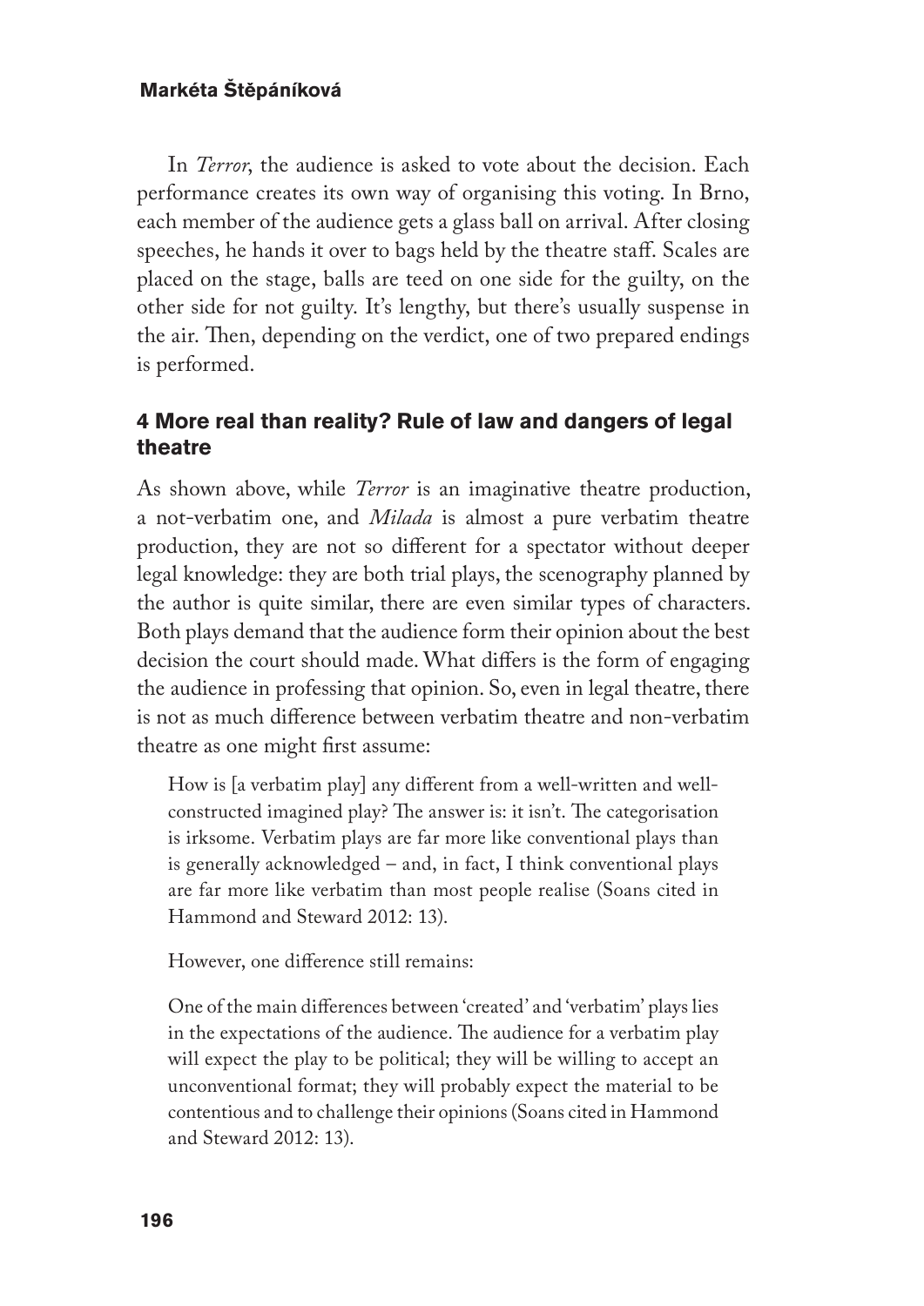In *Terror*, the audience is asked to vote about the decision. Each performance creates its own way of organising this voting. In Brno, each member of the audience gets a glass ball on arrival. After closing speeches, he hands it over to bags held by the theatre staff. Scales are placed on the stage, balls are teed on one side for the guilty, on the other side for not guilty. It's lengthy, but there's usually suspense in the air. Then, depending on the verdict, one of two prepared endings is performed.

## 4 More real than reality? Rule of law and dangers of legal theatre

As shown above, while *Terror* is an imaginative theatre production, a not-verbatim one, and *Milada* is almost a pure verbatim theatre production, they are not so different for a spectator without deeper legal knowledge: they are both trial plays, the scenography planned by the author is quite similar, there are even similar types of characters. Both plays demand that the audience form their opinion about the best decision the court should made. What differs is the form of engaging the audience in professing that opinion. So, even in legal theatre, there is not as much difference between verbatim theatre and non-verbatim theatre as one might first assume:

> How is [a verbatim play] any different from a well-written and well-constructed imagined play? The answer is: it isn't. The categorisation is irksome. Verbatim plays are far more like conventional plays than is generally acknowledged – and, in fact, I think conventional plays are far more like verbatim than most people realise (Soans cited in Hammond and Steward 2012: 13).

However, one difference still remains:

> One of the main differences between 'created' and 'verbatim' plays lies in the expectations of the audience. The audience for a verbatim play will expect the play to be political; they will be willing to accept an unconventional format; they will probably expect the material to be contentious and to challenge their opinions (Soans cited in Hammond and Steward 2012: 13).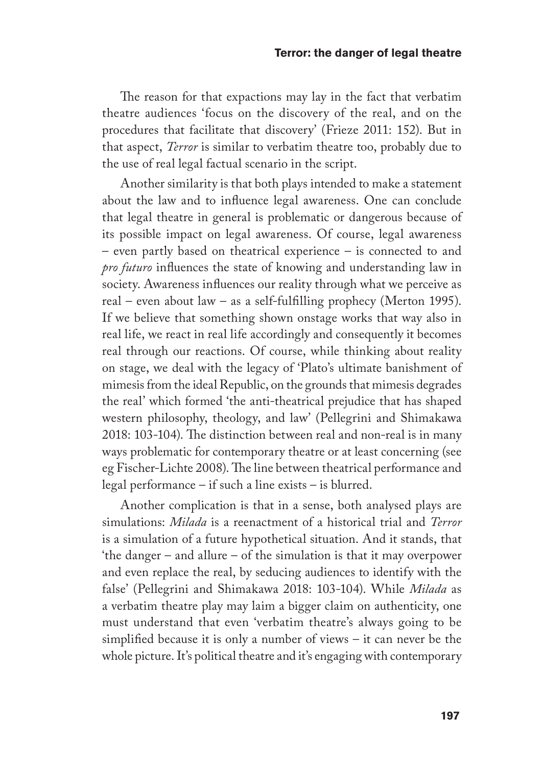The reason for that expactions may lay in the fact that verbatim theatre audiences 'focus on the discovery of the real, and on the procedures that facilitate that discovery' (Frieze 2011: 152). But in that aspect, *Terror* is similar to verbatim theatre too, probably due to the use of real legal factual scenario in the script.

Another similarity is that both plays intended to make a statement about the law and to influence legal awareness. One can conclude that legal theatre in general is problematic or dangerous because of its possible impact on legal awareness. Of course, legal awareness – even partly based on theatrical experience – is connected to and *pro futuro* influences the state of knowing and understanding law in society. Awareness influences our reality through what we perceive as real – even about law – as a self-fulfilling prophecy (Merton 1995). If we believe that something shown onstage works that way also in real life, we react in real life accordingly and consequently it becomes real through our reactions. Of course, while thinking about reality on stage, we deal with the legacy of 'Plato's ultimate banishment of mimesis from the ideal Republic, on the grounds that mimesis degrades the real' which formed 'the anti-theatrical prejudice that has shaped western philosophy, theology, and law' (Pellegrini and Shimakawa 2018: 103-104). The distinction between real and non-real is in many ways problematic for contemporary theatre or at least concerning (see eg Fischer-Lichte 2008). The line between theatrical performance and legal performance – if such a line exists – is blurred.

Another complication is that in a sense, both analysed plays are simulations: *Milada* is a reenactment of a historical trial and *Terror* is a simulation of a future hypothetical situation. And it stands, that 'the danger – and allure – of the simulation is that it may overpower and even replace the real, by seducing audiences to identify with the false' (Pellegrini and Shimakawa 2018: 103-104). While *Milada* as a verbatim theatre play may laim a bigger claim on authenticity, one must understand that even 'verbatim theatre's always going to be simplified because it is only a number of views – it can never be the whole picture. It's political theatre and it's engaging with contemporary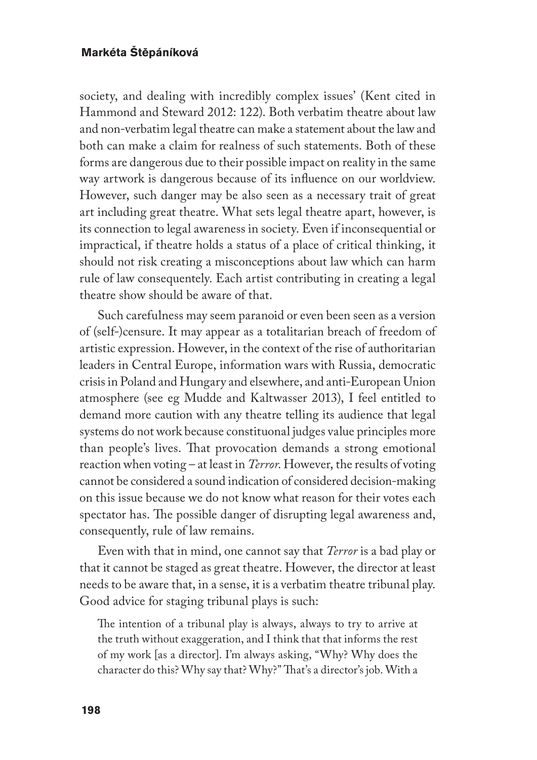society, and dealing with incredibly complex issues' (Kent cited in Hammond and Steward 2012: 122). Both verbatim theatre about law and non-verbatim legal theatre can make a statement about the law and both can make a claim for realness of such statements. Both of these forms are dangerous due to their possible impact on reality in the same way artwork is dangerous because of its influence on our worldview. However, such danger may be also seen as a necessary trait of great art including great theatre. What sets legal theatre apart, however, is its connection to legal awareness in society. Even if inconsequential or impractical, if theatre holds a status of a place of critical thinking, it should not risk creating a misconceptions about law which can harm rule of law consequentely. Each artist contributing in creating a legal theatre show should be aware of that.

Such carefulness may seem paranoid or even been seen as a version of (self-)censure. It may appear as a totalitarian breach of freedom of artistic expression. However, in the context of the rise of authoritarian leaders in Central Europe, information wars with Russia, democratic crisis in Poland and Hungary and elsewhere, and anti-European Union atmosphere (see eg Mudde and Kaltwasser 2013), I feel entitled to demand more caution with any theatre telling its audience that legal systems do not work because constituonal judges value principles more than people's lives. That provocation demands a strong emotional reaction when voting – at least in *Terror*. However, the results of voting cannot be considered a sound indication of considered decision-making on this issue because we do not know what reason for their votes each spectator has. The possible danger of disrupting legal awareness and, consequently, rule of law remains.

Even with that in mind, one cannot say that *Terror* is a bad play or that it cannot be staged as great theatre. However, the director at least needs to be aware that, in a sense, it is a verbatim theatre tribunal play. Good advice for staging tribunal plays is such:

> The intention of a tribunal play is always, always to try to arrive at the truth without exaggeration, and I think that that informs the rest of my work [as a director]. I'm always asking, "Why? Why does the character do this? Why say that? Why?" That's a director's job. With a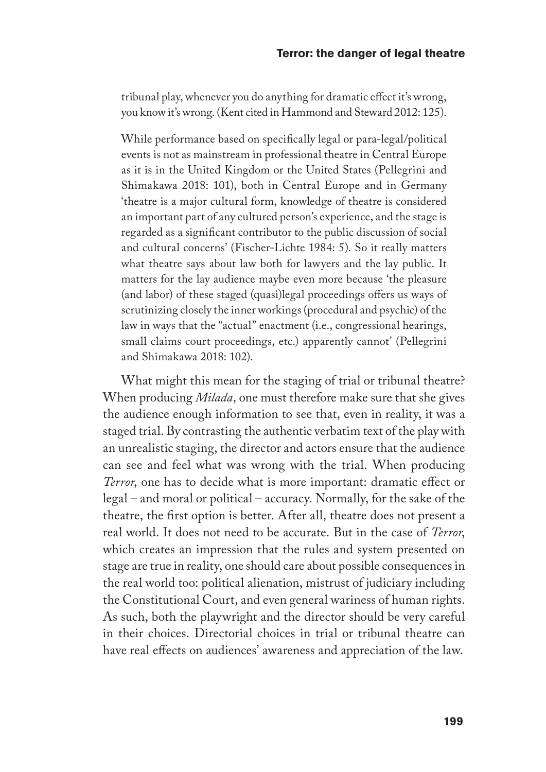tribunal play, whenever you do anything for dramatic effect it's wrong, you know it's wrong. (Kent cited in Hammond and Steward 2012: 125).

> While performance based on specifically legal or para-legal/political events is not as mainstream in professional theatre in Central Europe as it is in the United Kingdom or the United States (Pellegrini and Shimakawa 2018: 101), both in Central Europe and in Germany 'theatre is a major cultural form, knowledge of theatre is considered an important part of any cultured person's experience, and the stage is regarded as a significant contributor to the public discussion of social and cultural concerns' (Fischer-Lichte 1984: 5). So it really matters what theatre says about law both for lawyers and the lay public. It matters for the lay audience maybe even more because 'the pleasure (and labor) of these staged (quasi)legal proceedings offers us ways of scrutinizing closely the inner workings (procedural and psychic) of the law in ways that the "actual" enactment (i.e., congressional hearings, small claims court proceedings, etc.) apparently cannot' (Pellegrini and Shimakawa 2018: 102).

What might this mean for the staging of trial or tribunal theatre? When producing *Milada*, one must therefore make sure that she gives the audience enough information to see that, even in reality, it was a staged trial. By contrasting the authentic verbatim text of the play with an unrealistic staging, the director and actors ensure that the audience can see and feel what was wrong with the trial. When producing *Terror*, one has to decide what is more important: dramatic effect or legal – and moral or political – accuracy. Normally, for the sake of the theatre, the first option is better. After all, theatre does not present a real world. It does not need to be accurate. But in the case of *Terror*, which creates an impression that the rules and system presented on stage are true in reality, one should care about possible consequences in the real world too: political alienation, mistrust of judiciary including the Constitutional Court, and even general wariness of human rights. As such, both the playwright and the director should be very careful in their choices. Directorial choices in trial or tribunal theatre can have real effects on audiences' awareness and appreciation of the law.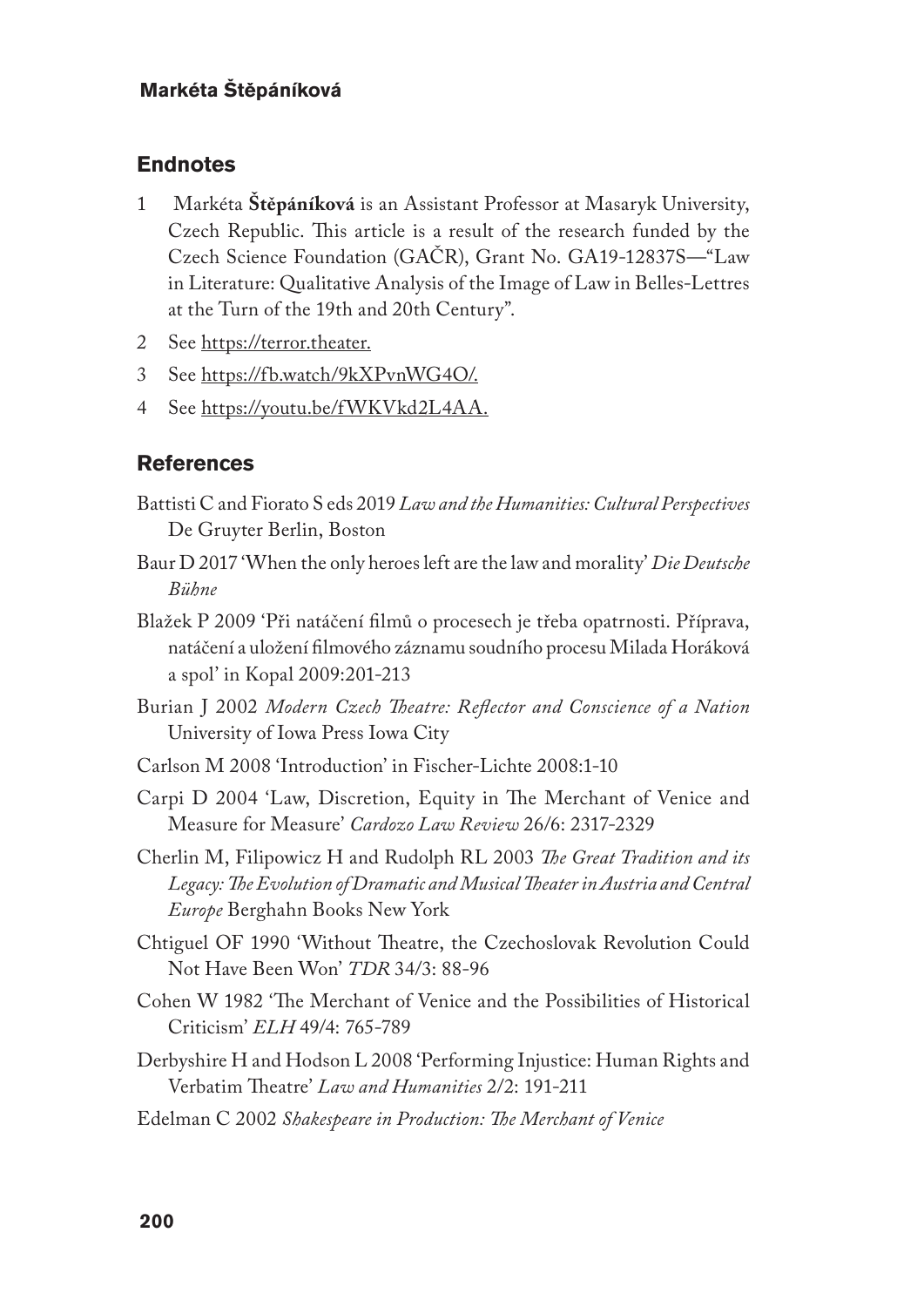## Endnotes

1 Markéta **Štěpáníková** is an Assistant Professor at Masaryk University, Czech Republic. This article is a result of the research funded by the Czech Science Foundation (GAČR), Grant No. GA19-12837S—"Law in Literature: Qualitative Analysis of the Image of Law in Belles-Lettres at the Turn of the 19th and 20th Century".

2 See https://terror.theater.

3 See https://fb.watch/9kXPvnWG4O/.

4 See https://youtu.be/fWKVkd2L4AA.

## References

Battisti C and Fiorato S eds 2019 *Law and the Humanities: Cultural Perspectives* De Gruyter Berlin, Boston

Baur D 2017 'When the only heroes left are the law and morality' *Die Deutsche Bühne*

Blažek P 2009 'Při natáčení filmů o procesech je třeba opatrnosti. Příprava, natáčení a uložení filmového záznamu soudního procesu Milada Horáková a spol' in Kopal 2009:201-213

Burian J 2002 *Modern Czech Theatre: Reflector and Conscience of a Nation* University of Iowa Press Iowa City

Carlson M 2008 'Introduction' in Fischer-Lichte 2008:1-10

Carpi D 2004 'Law, Discretion, Equity in The Merchant of Venice and Measure for Measure' *Cardozo Law Review* 26/6: 2317-2329

Cherlin M, Filipowicz H and Rudolph RL 2003 *The Great Tradition and its Legacy: The Evolution of Dramatic and Musical Theater in Austria and Central Europe* Berghahn Books New York

Chtiguel OF 1990 'Without Theatre, the Czechoslovak Revolution Could Not Have Been Won' *TDR* 34/3: 88-96

Cohen W 1982 'The Merchant of Venice and the Possibilities of Historical Criticism' *ELH* 49/4: 765-789

Derbyshire H and Hodson L 2008 'Performing Injustice: Human Rights and Verbatim Theatre' *Law and Humanities* 2/2: 191-211

Edelman C 2002 *Shakespeare in Production: The Merchant of Venice*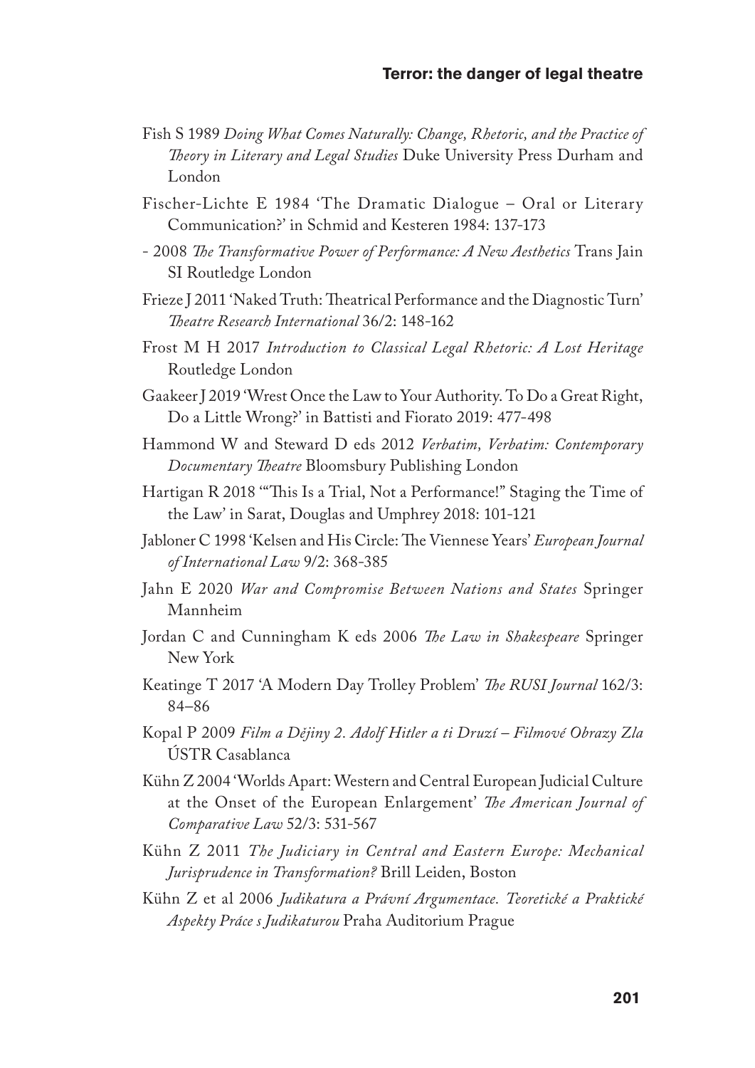Fish S 1989 *Doing What Comes Naturally: Change, Rhetoric, and the Practice of Theory in Literary and Legal Studies* Duke University Press Durham and London

Fischer-Lichte E 1984 'The Dramatic Dialogue – Oral or Literary Communication?' in Schmid and Kesteren 1984: 137-173

- 2008 *The Transformative Power of Performance: A New Aesthetics* Trans Jain SI Routledge London

Frieze J 2011 'Naked Truth: Theatrical Performance and the Diagnostic Turn' *Theatre Research International* 36/2: 148-162

Frost M H 2017 *Introduction to Classical Legal Rhetoric: A Lost Heritage* Routledge London

Gaakeer J 2019 'Wrest Once the Law to Your Authority. To Do a Great Right, Do a Little Wrong?' in Battisti and Fiorato 2019: 477-498

Hammond W and Steward D eds 2012 *Verbatim, Verbatim: Contemporary Documentary Theatre* Bloomsbury Publishing London

Hartigan R 2018 '"This Is a Trial, Not a Performance!" Staging the Time of the Law' in Sarat, Douglas and Umphrey 2018: 101-121

Jabloner C 1998 'Kelsen and His Circle: The Viennese Years' *European Journal of International Law* 9/2: 368-385

Jahn E 2020 *War and Compromise Between Nations and States* Springer Mannheim

Jordan C and Cunningham K eds 2006 *The Law in Shakespeare* Springer New York

Keatinge T 2017 'A Modern Day Trolley Problem' *The RUSI Journal* 162/3: 84–86

Kopal P 2009 *Film a Dějiny 2. Adolf Hitler a ti Druzí – Filmové Obrazy Zla* ÚSTR Casablanca

Kühn Z 2004 'Worlds Apart: Western and Central European Judicial Culture at the Onset of the European Enlargement' *The American Journal of Comparative Law* 52/3: 531-567

Kühn Z 2011 *The Judiciary in Central and Eastern Europe: Mechanical Jurisprudence in Transformation?* Brill Leiden, Boston

Kühn Z et al 2006 *Judikatura a Právní Argumentace. Teoretické a Praktické Aspekty Práce s Judikaturou* Praha Auditorium Prague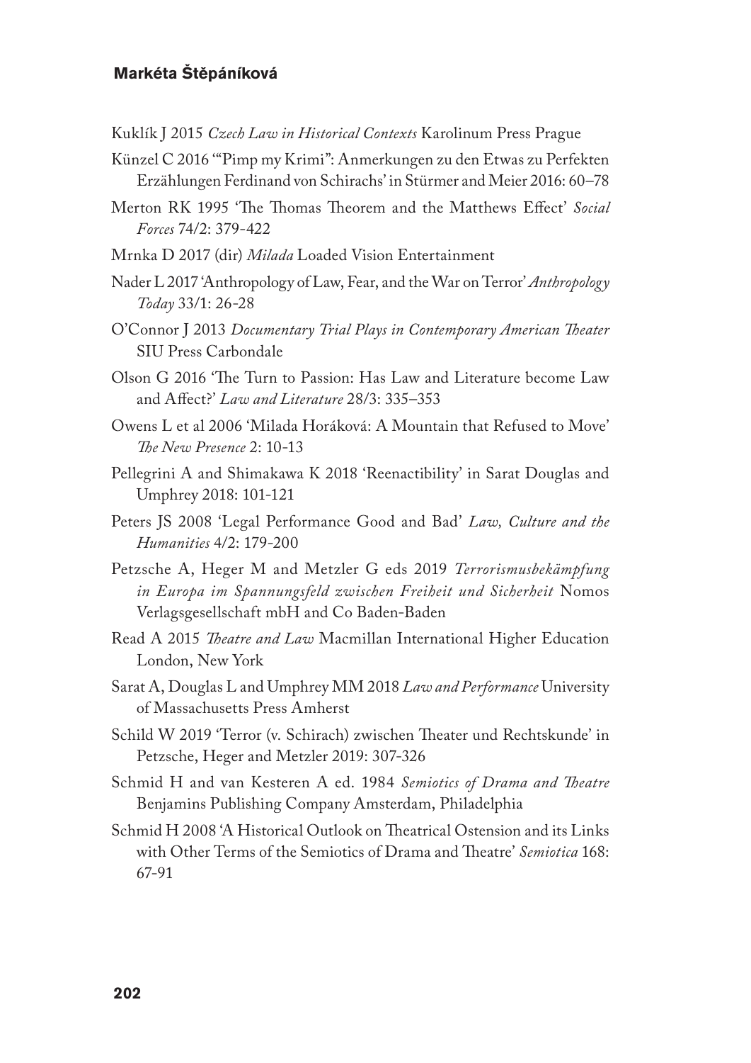Kuklík J 2015 *Czech Law in Historical Contexts* Karolinum Press Prague

Künzel C 2016 '"Pimp my Krimi": Anmerkungen zu den Etwas zu Perfekten Erzählungen Ferdinand von Schirachs' in Stürmer and Meier 2016: 60–78

Merton RK 1995 'The Thomas Theorem and the Matthews Effect' *Social Forces* 74/2: 379-422

Mrnka D 2017 (dir) *Milada* Loaded Vision Entertainment

Nader L 2017 'Anthropology of Law, Fear, and the War on Terror' *Anthropology Today* 33/1: 26-28

O'Connor J 2013 *Documentary Trial Plays in Contemporary American Theater* SIU Press Carbondale

Olson G 2016 'The Turn to Passion: Has Law and Literature become Law and Affect?' *Law and Literature* 28/3: 335–353

Owens L et al 2006 'Milada Horáková: A Mountain that Refused to Move' *The New Presence* 2: 10-13

Pellegrini A and Shimakawa K 2018 'Reenactibility' in Sarat Douglas and Umphrey 2018: 101-121

Peters JS 2008 'Legal Performance Good and Bad' *Law, Culture and the Humanities* 4/2: 179-200

Petzsche A, Heger M and Metzler G eds 2019 *Terrorismusbekämpfung in Europa im Spannungsfeld zwischen Freiheit und Sicherheit* Nomos Verlagsgesellschaft mbH and Co Baden-Baden

Read A 2015 *Theatre and Law* Macmillan International Higher Education London, New York

Sarat A, Douglas L and Umphrey MM 2018 *Law and Performance* University of Massachusetts Press Amherst

Schild W 2019 'Terror (v. Schirach) zwischen Theater und Rechtskunde' in Petzsche, Heger and Metzler 2019: 307-326

Schmid H and van Kesteren A ed. 1984 *Semiotics of Drama and Theatre* Benjamins Publishing Company Amsterdam, Philadelphia

Schmid H 2008 'A Historical Outlook on Theatrical Ostension and its Links with Other Terms of the Semiotics of Drama and Theatre' *Semiotica* 168: 67-91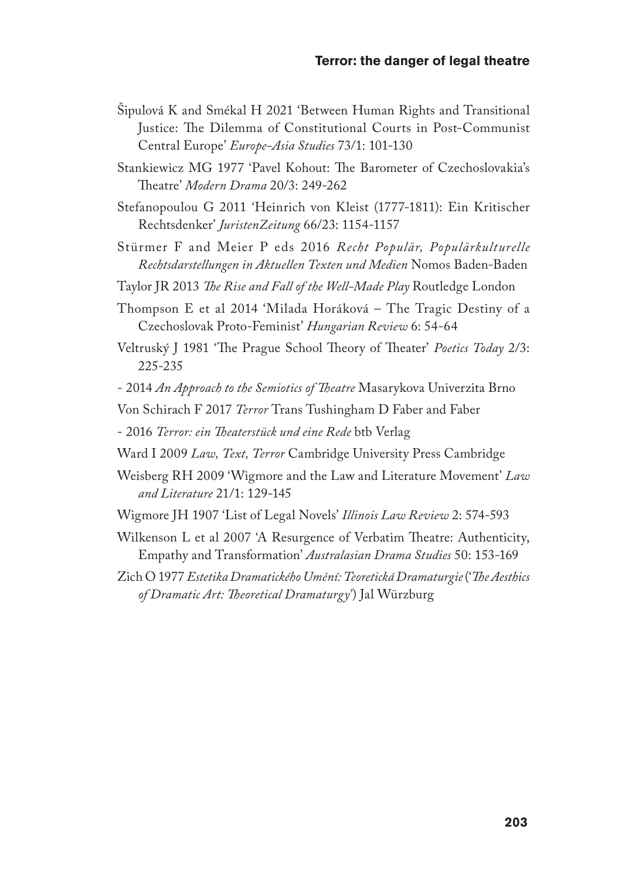Šipulová K and Smékal H 2021 'Between Human Rights and Transitional Justice: The Dilemma of Constitutional Courts in Post-Communist Central Europe' *Europe-Asia Studies* 73/1: 101-130

Stankiewicz MG 1977 'Pavel Kohout: The Barometer of Czechoslovakia's Theatre' *Modern Drama* 20/3: 249-262

Stefanopoulou G 2011 'Heinrich von Kleist (1777-1811): Ein Kritischer Rechtsdenker' *JuristenZeitung* 66/23: 1154-1157

Stürmer F and Meier P eds 2016 *Recht Populär, Populärkulturelle Rechtsdarstellungen in Aktuellen Texten und Medien* Nomos Baden-Baden

Taylor JR 2013 *The Rise and Fall of the Well-Made Play* Routledge London

Thompson E et al 2014 'Milada Horáková – The Tragic Destiny of a Czechoslovak Proto-Feminist' *Hungarian Review* 6: 54-64

Veltruský J 1981 'The Prague School Theory of Theater' *Poetics Today* 2/3: 225-235

- 2014 *An Approach to the Semiotics of Theatre* Masarykova Univerzita Brno

Von Schirach F 2017 *Terror* Trans Tushingham D Faber and Faber

- 2016 *Terror: ein Theaterstück und eine Rede* btb Verlag

Ward I 2009 *Law, Text, Terror* Cambridge University Press Cambridge

Weisberg RH 2009 'Wigmore and the Law and Literature Movement' *Law and Literature* 21/1: 129-145

Wigmore JH 1907 'List of Legal Novels' *Illinois Law Review* 2: 574-593

Wilkenson L et al 2007 'A Resurgence of Verbatim Theatre: Authenticity, Empathy and Transformation' *Australasian Drama Studies* 50: 153-169

Zich O 1977 *Estetika Dramatického Umění: Teoretická Dramaturgie* ('*The Aesthics of Dramatic Art: Theoretical Dramaturgy*') Jal Würzburg